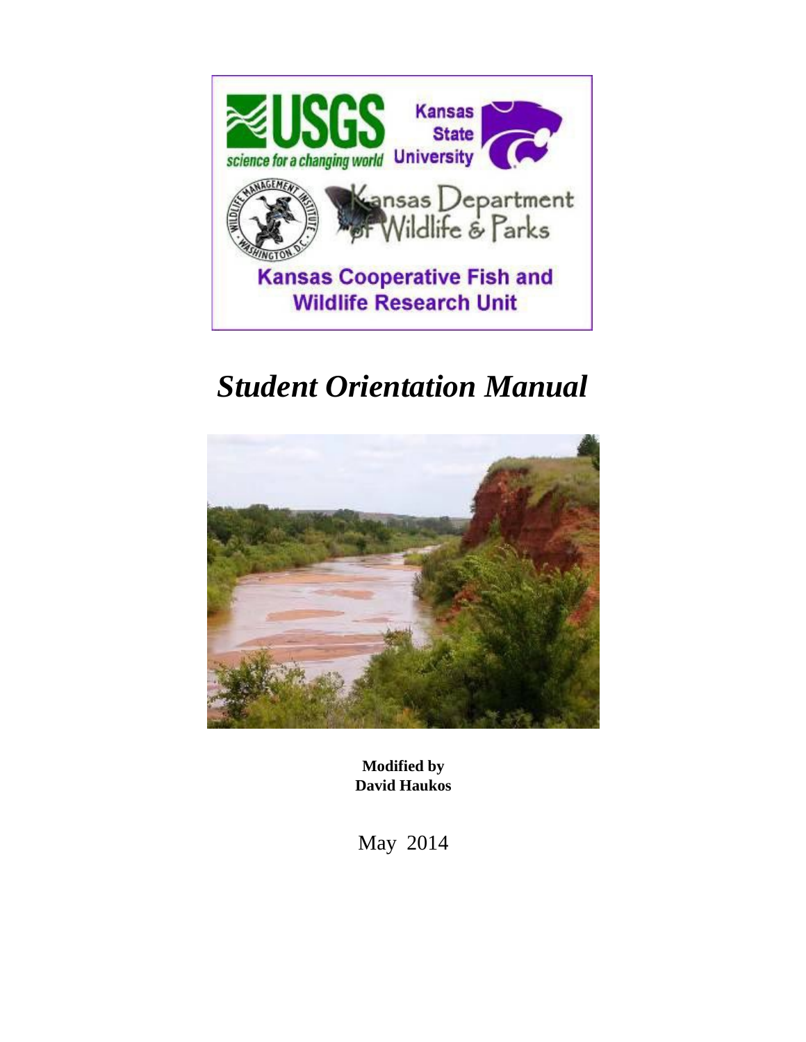Kansas Cooperative Fish and Wildlife Research Unit

# *Student Orientation Manual*

**Modified by**
**David Haukos**

May 2014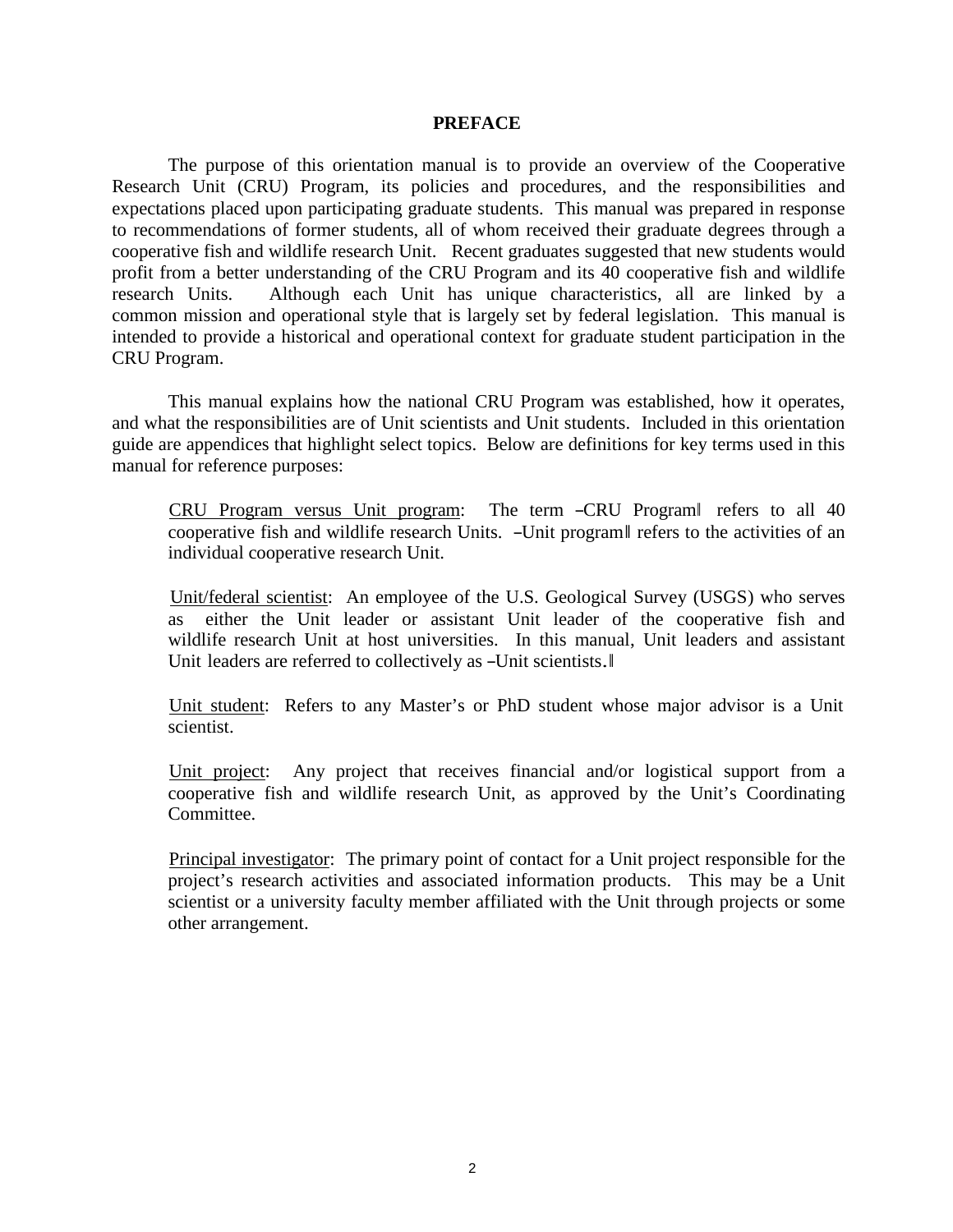# PREFACE

The purpose of this orientation manual is to provide an overview of the Cooperative Research Unit (CRU) Program, its policies and procedures, and the responsibilities and expectations placed upon participating graduate students. This manual was prepared in response to recommendations of former students, all of whom received their graduate degrees through a cooperative fish and wildlife research Unit. Recent graduates suggested that new students would profit from a better understanding of the CRU Program and its 40 cooperative fish and wildlife research Units. Although each Unit has unique characteristics, all are linked by a common mission and operational style that is largely set by federal legislation. This manual is intended to provide a historical and operational context for graduate student participation in the CRU Program.

This manual explains how the national CRU Program was established, how it operates, and what the responsibilities are of Unit scientists and Unit students. Included in this orientation guide are appendices that highlight select topics. Below are definitions for key terms used in this manual for reference purposes:

CRU Program versus Unit program: The term ―CRU Program‖ refers to all 40 cooperative fish and wildlife research Units. ―Unit program‖ refers to the activities of an individual cooperative research Unit.

Unit/federal scientist: An employee of the U.S. Geological Survey (USGS) who serves as either the Unit leader or assistant Unit leader of the cooperative fish and wildlife research Unit at host universities. In this manual, Unit leaders and assistant Unit leaders are referred to collectively as ―Unit scientists.‖

Unit student: Refers to any Master's or PhD student whose major advisor is a Unit scientist.

Unit project: Any project that receives financial and/or logistical support from a cooperative fish and wildlife research Unit, as approved by the Unit's Coordinating Committee.

Principal investigator: The primary point of contact for a Unit project responsible for the project's research activities and associated information products. This may be a Unit scientist or a university faculty member affiliated with the Unit through projects or some other arrangement.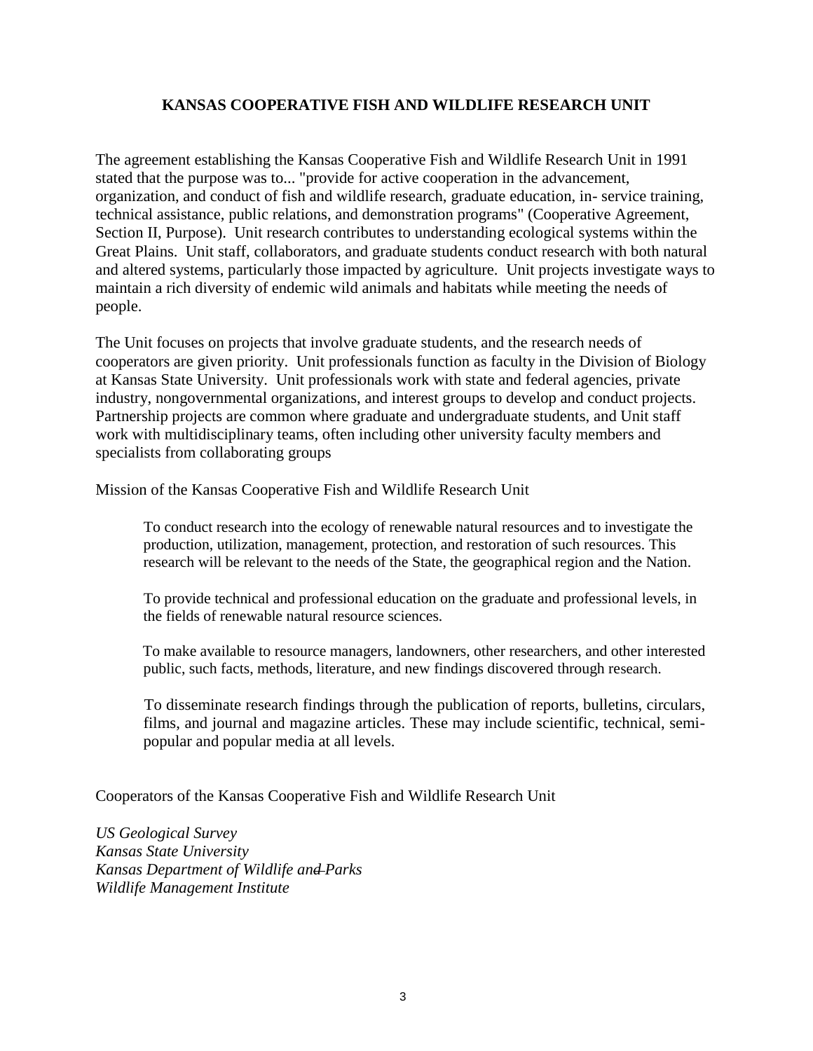# KANSAS COOPERATIVE FISH AND WILDLIFE RESEARCH UNIT

The agreement establishing the Kansas Cooperative Fish and Wildlife Research Unit in 1991 stated that the purpose was to... "provide for active cooperation in the advancement, organization, and conduct of fish and wildlife research, graduate education, in- service training, technical assistance, public relations, and demonstration programs" (Cooperative Agreement, Section II, Purpose). Unit research contributes to understanding ecological systems within the Great Plains. Unit staff, collaborators, and graduate students conduct research with both natural and altered systems, particularly those impacted by agriculture. Unit projects investigate ways to maintain a rich diversity of endemic wild animals and habitats while meeting the needs of people.

The Unit focuses on projects that involve graduate students, and the research needs of cooperators are given priority. Unit professionals function as faculty in the Division of Biology at Kansas State University. Unit professionals work with state and federal agencies, private industry, nongovernmental organizations, and interest groups to develop and conduct projects. Partnership projects are common where graduate and undergraduate students, and Unit staff work with multidisciplinary teams, often including other university faculty members and specialists from collaborating groups

Mission of the Kansas Cooperative Fish and Wildlife Research Unit

> To conduct research into the ecology of renewable natural resources and to investigate the production, utilization, management, protection, and restoration of such resources. This research will be relevant to the needs of the State, the geographical region and the Nation.
>
> To provide technical and professional education on the graduate and professional levels, in the fields of renewable natural resource sciences.
>
> To make available to resource managers, landowners, other researchers, and other interested public, such facts, methods, literature, and new findings discovered through research.
>
> To disseminate research findings through the publication of reports, bulletins, circulars, films, and journal and magazine articles. These may include scientific, technical, semi-popular and popular media at all levels.

Cooperators of the Kansas Cooperative Fish and Wildlife Research Unit

*US Geological Survey*
*Kansas State University*
*Kansas Department of Wildlife and Parks*
*Wildlife Management Institute*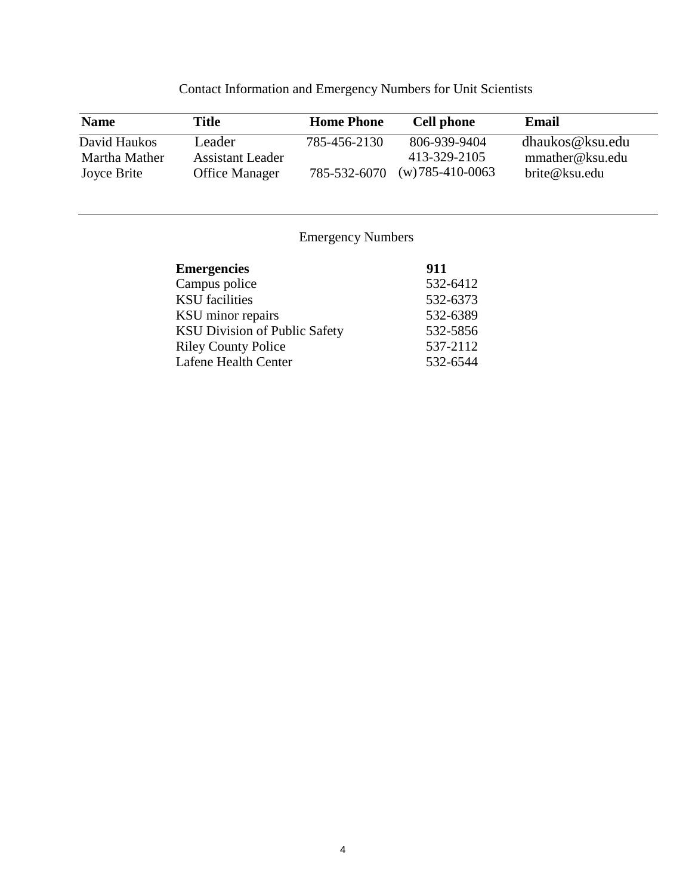## Contact Information and Emergency Numbers for Unit Scientists

| Name | Title | Home Phone | Cell phone | Email |
|---|---|---|---|---|
| David Haukos | Leader | 785-456-2130 | 806-939-9404 | dhaukos@ksu.edu |
| Martha Mather | Assistant Leader | | 413-329-2105 | mmather@ksu.edu |
| Joyce Brite | Office Manager | 785-532-6070 | (w) 785-410-0063 | brite@ksu.edu |

## Emergency Numbers

| **Emergencies** | **911** |
|---|---|
| Campus police | 532-6412 |
| KSU facilities | 532-6373 |
| KSU minor repairs | 532-6389 |
| KSU Division of Public Safety | 532-5856 |
| Riley County Police | 537-2112 |
| Lafene Health Center | 532-6544 |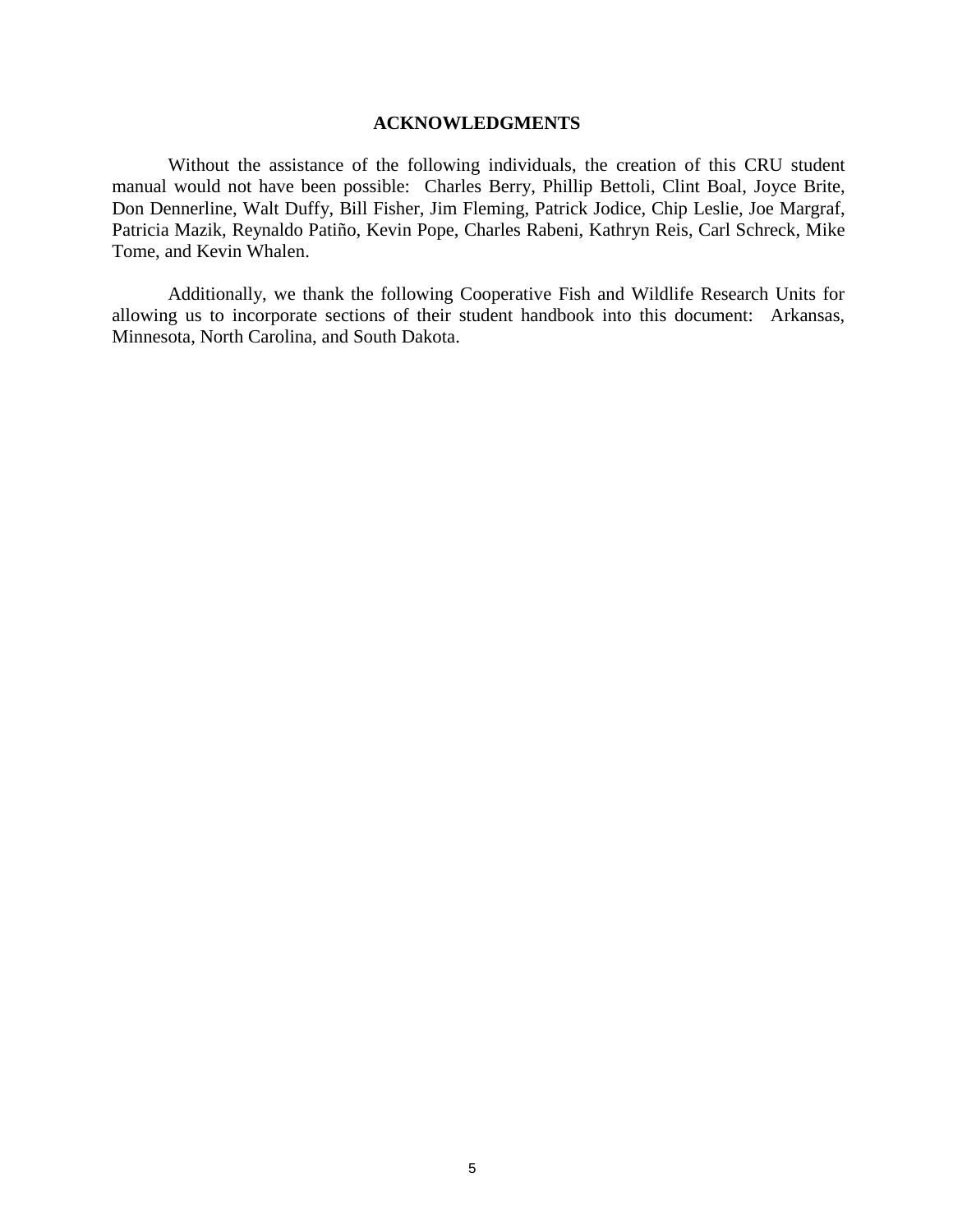# ACKNOWLEDGMENTS

Without the assistance of the following individuals, the creation of this CRU student manual would not have been possible: Charles Berry, Phillip Bettoli, Clint Boal, Joyce Brite, Don Dennerline, Walt Duffy, Bill Fisher, Jim Fleming, Patrick Jodice, Chip Leslie, Joe Margraf, Patricia Mazik, Reynaldo Patiño, Kevin Pope, Charles Rabeni, Kathryn Reis, Carl Schreck, Mike Tome, and Kevin Whalen.

Additionally, we thank the following Cooperative Fish and Wildlife Research Units for allowing us to incorporate sections of their student handbook into this document: Arkansas, Minnesota, North Carolina, and South Dakota.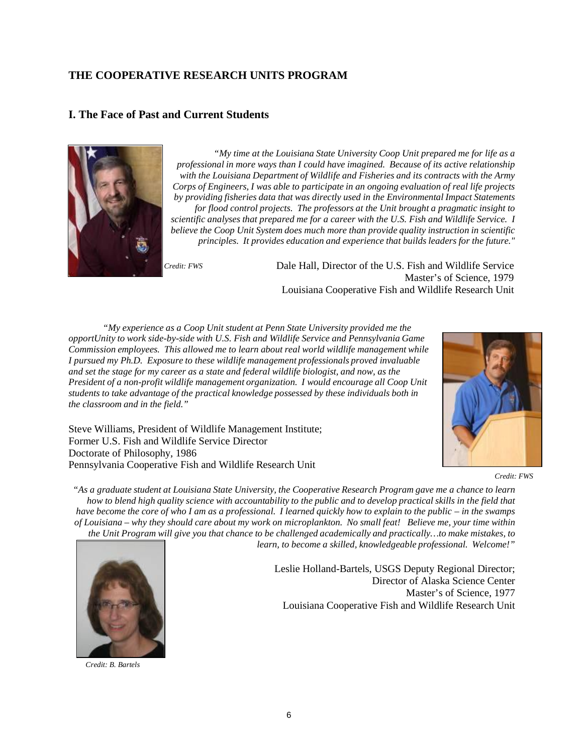## THE COOPERATIVE RESEARCH UNITS PROGRAM

### I. The Face of Past and Current Students

*"My time at the Louisiana State University Coop Unit prepared me for life as a professional in more ways than I could have imagined. Because of its active relationship with the Louisiana Department of Wildlife and Fisheries and its contracts with the Army Corps of Engineers, I was able to participate in an ongoing evaluation of real life projects by providing fisheries data that was directly used in the Environmental Impact Statements for flood control projects. The professors at the Unit brought a pragmatic insight to scientific analyses that prepared me for a career with the U.S. Fish and Wildlife Service. I believe the Coop Unit System does much more than provide quality instruction in scientific principles. It provides education and experience that builds leaders for the future."*

*Credit: FWS*

Dale Hall, Director of the U.S. Fish and Wildlife Service
Master's of Science, 1979
Louisiana Cooperative Fish and Wildlife Research Unit

*"My experience as a Coop Unit student at Penn State University provided me the opportUnity to work side-by-side with U.S. Fish and Wildlife Service and Pennsylvania Game Commission employees. This allowed me to learn about real world wildlife management while I pursued my Ph.D. Exposure to these wildlife management professionals proved invaluable and set the stage for my career as a state and federal wildlife biologist, and now, as the President of a non-profit wildlife management organization. I would encourage all Coop Unit students to take advantage of the practical knowledge possessed by these individuals both in the classroom and in the field."*

Steve Williams, President of Wildlife Management Institute;
Former U.S. Fish and Wildlife Service Director
Doctorate of Philosophy, 1986
Pennsylvania Cooperative Fish and Wildlife Research Unit

*Credit: FWS*

*"As a graduate student at Louisiana State University, the Cooperative Research Program gave me a chance to learn how to blend high quality science with accountability to the public and to develop practical skills in the field that have become the core of who I am as a professional. I learned quickly how to explain to the public – in the swamps of Louisiana – why they should care about my work on microplankton. No small feat! Believe me, your time within the Unit Program will give you that chance to be challenged academically and practically…to make mistakes, to learn, to become a skilled, knowledgeable professional. Welcome!"*

Leslie Holland-Bartels, USGS Deputy Regional Director;
Director of Alaska Science Center
Master's of Science, 1977
Louisiana Cooperative Fish and Wildlife Research Unit

*Credit: B. Bartels*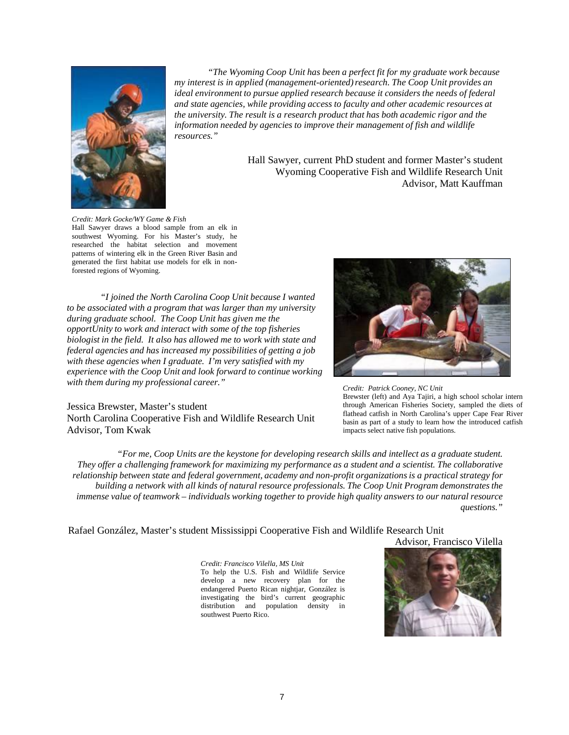*"The Wyoming Coop Unit has been a perfect fit for my graduate work because my interest is in applied (management-oriented) research. The Coop Unit provides an ideal environment to pursue applied research because it considers the needs of federal and state agencies, while providing access to faculty and other academic resources at the university. The result is a research product that has both academic rigor and the information needed by agencies to improve their management of fish and wildlife resources."*

Hall Sawyer, current PhD student and former Master's student
Wyoming Cooperative Fish and Wildlife Research Unit
Advisor, Matt Kauffman

*Credit: Mark Gocke/WY Game & Fish*
Hall Sawyer draws a blood sample from an elk in southwest Wyoming. For his Master's study, he researched the habitat selection and movement patterns of wintering elk in the Green River Basin and generated the first habitat use models for elk in non-forested regions of Wyoming.

*"I joined the North Carolina Coop Unit because I wanted to be associated with a program that was larger than my university during graduate school. The Coop Unit has given me the opportUnity to work and interact with some of the top fisheries biologist in the field. It also has allowed me to work with state and federal agencies and has increased my possibilities of getting a job with these agencies when I graduate. I'm very satisfied with my experience with the Coop Unit and look forward to continue working with them during my professional career."*

Jessica Brewster, Master's student
North Carolina Cooperative Fish and Wildlife Research Unit
Advisor, Tom Kwak

*Credit: Patrick Cooney, NC Unit*
Brewster (left) and Aya Tajiri, a high school scholar intern through American Fisheries Society, sampled the diets of flathead catfish in North Carolina's upper Cape Fear River basin as part of a study to learn how the introduced catfish impacts select native fish populations.

*"For me, Coop Units are the keystone for developing research skills and intellect as a graduate student. They offer a challenging framework for maximizing my performance as a student and a scientist. The collaborative relationship between state and federal government, academy and non-profit organizations is a practical strategy for building a network with all kinds of natural resource professionals. The Coop Unit Program demonstrates the immense value of teamwork – individuals working together to provide high quality answers to our natural resource questions."*

Rafael González, Master's student Mississippi Cooperative Fish and Wildlife Research Unit
Advisor, Francisco Vilella

*Credit: Francisco Vilella, MS Unit*
To help the U.S. Fish and Wildlife Service develop a new recovery plan for the endangered Puerto Rican nightjar, González is investigating the bird's current geographic distribution and population density in southwest Puerto Rico.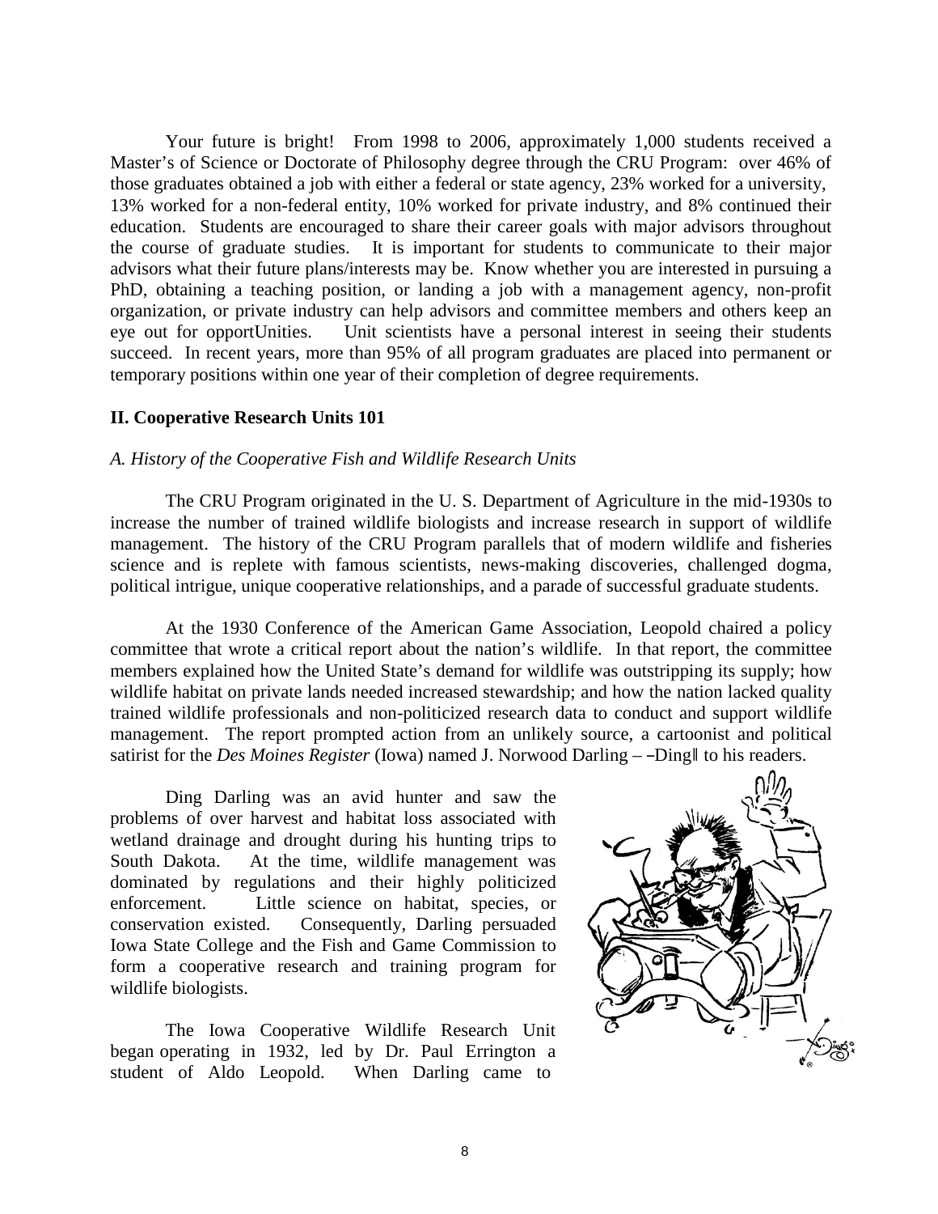Your future is bright! From 1998 to 2006, approximately 1,000 students received a Master's of Science or Doctorate of Philosophy degree through the CRU Program: over 46% of those graduates obtained a job with either a federal or state agency, 23% worked for a university, 13% worked for a non-federal entity, 10% worked for private industry, and 8% continued their education. Students are encouraged to share their career goals with major advisors throughout the course of graduate studies. It is important for students to communicate to their major advisors what their future plans/interests may be. Know whether you are interested in pursuing a PhD, obtaining a teaching position, or landing a job with a management agency, non-profit organization, or private industry can help advisors and committee members and others keep an eye out for opportUnities. Unit scientists have a personal interest in seeing their students succeed. In recent years, more than 95% of all program graduates are placed into permanent or temporary positions within one year of their completion of degree requirements.

## II. Cooperative Research Units 101

### *A. History of the Cooperative Fish and Wildlife Research Units*

The CRU Program originated in the U. S. Department of Agriculture in the mid-1930s to increase the number of trained wildlife biologists and increase research in support of wildlife management. The history of the CRU Program parallels that of modern wildlife and fisheries science and is replete with famous scientists, news-making discoveries, challenged dogma, political intrigue, unique cooperative relationships, and a parade of successful graduate students.

At the 1930 Conference of the American Game Association, Leopold chaired a policy committee that wrote a critical report about the nation's wildlife. In that report, the committee members explained how the United State's demand for wildlife was outstripping its supply; how wildlife habitat on private lands needed increased stewardship; and how the nation lacked quality trained wildlife professionals and non-politicized research data to conduct and support wildlife management. The report prompted action from an unlikely source, a cartoonist and political satirist for the *Des Moines Register* (Iowa) named J. Norwood Darling – ―Ding‖ to his readers.

Ding Darling was an avid hunter and saw the problems of over harvest and habitat loss associated with wetland drainage and drought during his hunting trips to South Dakota. At the time, wildlife management was dominated by regulations and their highly politicized enforcement. Little science on habitat, species, or conservation existed. Consequently, Darling persuaded Iowa State College and the Fish and Game Commission to form a cooperative research and training program for wildlife biologists.

The Iowa Cooperative Wildlife Research Unit began operating in 1932, led by Dr. Paul Errington a student of Aldo Leopold. When Darling came to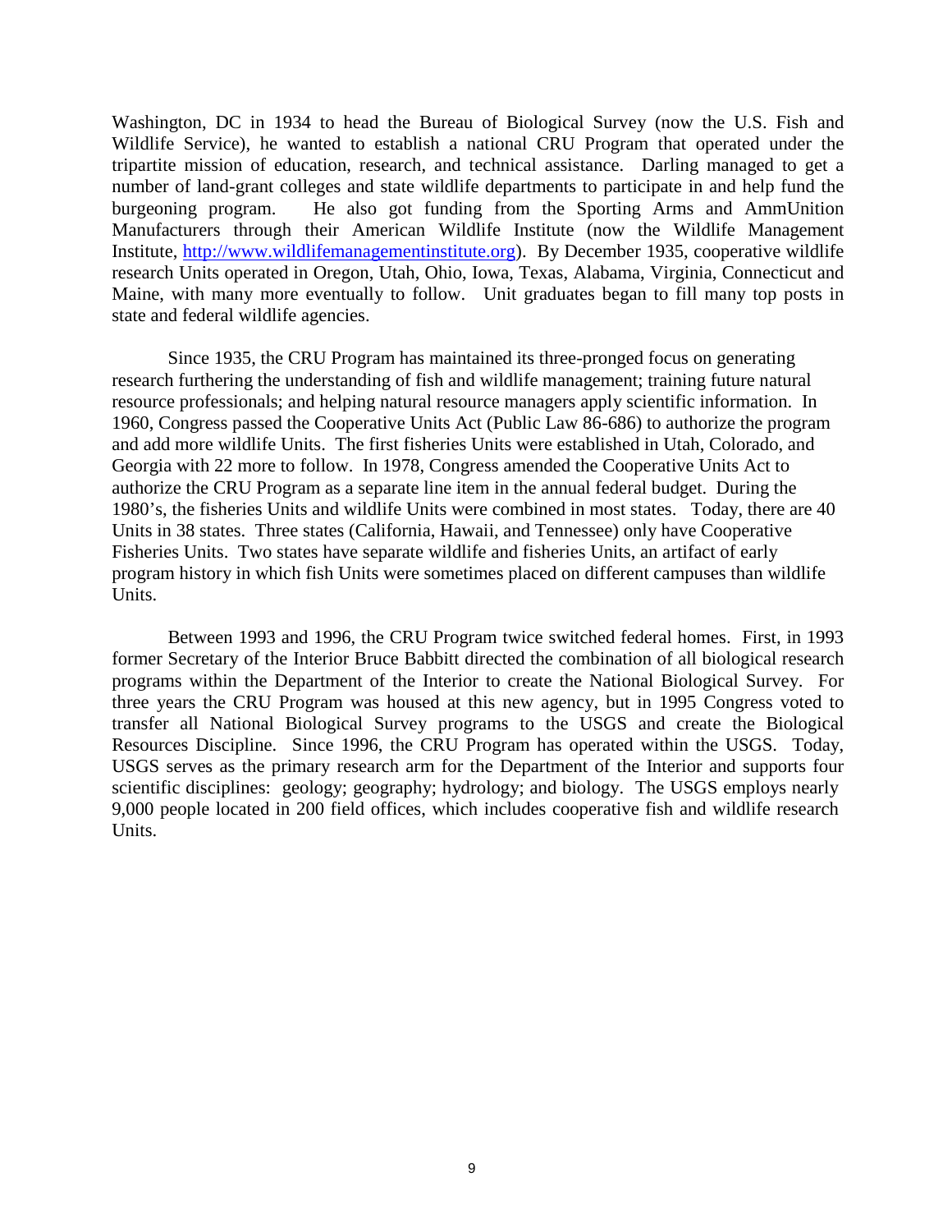Washington, DC in 1934 to head the Bureau of Biological Survey (now the U.S. Fish and Wildlife Service), he wanted to establish a national CRU Program that operated under the tripartite mission of education, research, and technical assistance. Darling managed to get a number of land-grant colleges and state wildlife departments to participate in and help fund the burgeoning program. He also got funding from the Sporting Arms and AmmUnition Manufacturers through their American Wildlife Institute (now the Wildlife Management Institute, [http://www.wildlifemanagementinstitute.org](http://www.wildlifemanagementinstitute.org)). By December 1935, cooperative wildlife research Units operated in Oregon, Utah, Ohio, Iowa, Texas, Alabama, Virginia, Connecticut and Maine, with many more eventually to follow. Unit graduates began to fill many top posts in state and federal wildlife agencies.

Since 1935, the CRU Program has maintained its three-pronged focus on generating research furthering the understanding of fish and wildlife management; training future natural resource professionals; and helping natural resource managers apply scientific information. In 1960, Congress passed the Cooperative Units Act (Public Law 86-686) to authorize the program and add more wildlife Units. The first fisheries Units were established in Utah, Colorado, and Georgia with 22 more to follow. In 1978, Congress amended the Cooperative Units Act to authorize the CRU Program as a separate line item in the annual federal budget. During the 1980's, the fisheries Units and wildlife Units were combined in most states. Today, there are 40 Units in 38 states. Three states (California, Hawaii, and Tennessee) only have Cooperative Fisheries Units. Two states have separate wildlife and fisheries Units, an artifact of early program history in which fish Units were sometimes placed on different campuses than wildlife Units.

Between 1993 and 1996, the CRU Program twice switched federal homes. First, in 1993 former Secretary of the Interior Bruce Babbitt directed the combination of all biological research programs within the Department of the Interior to create the National Biological Survey. For three years the CRU Program was housed at this new agency, but in 1995 Congress voted to transfer all National Biological Survey programs to the USGS and create the Biological Resources Discipline. Since 1996, the CRU Program has operated within the USGS. Today, USGS serves as the primary research arm for the Department of the Interior and supports four scientific disciplines: geology; geography; hydrology; and biology. The USGS employs nearly 9,000 people located in 200 field offices, which includes cooperative fish and wildlife research Units.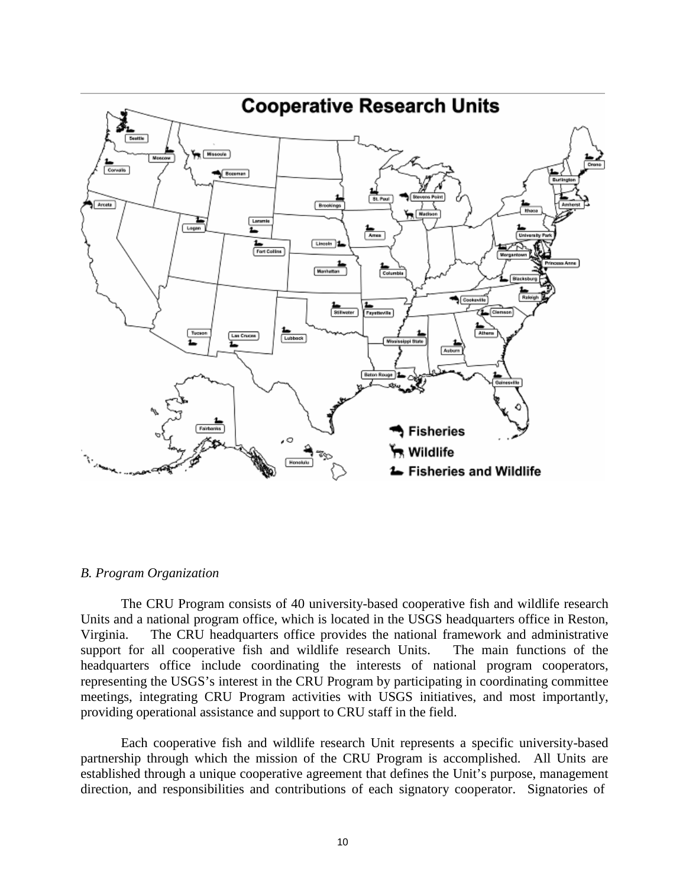## Cooperative Research Units

Seattle, Moscow, Corvallis, Missoula, Bozeman, Arcata, Logan, Laramie, Fort Collins, Brookings, Lincoln, Manhattan, St. Paul, Stevens Point, Madison, Ames, Columbia, Orono, Burlington, Amherst, Ithaca, University Park, Morgantown, Princess Anne, Blacksburg, Raleigh, Cookeville, Clemson, Athens, Stillwater, Fayetteville, Tucson, Las Cruces, Lubbock, Mississippi State, Auburn, Baton Rouge, Gainesville, Fairbanks, Honolulu

Fisheries
Wildlife
Fisheries and Wildlife

*B. Program Organization*

The CRU Program consists of 40 university-based cooperative fish and wildlife research Units and a national program office, which is located in the USGS headquarters office in Reston, Virginia. The CRU headquarters office provides the national framework and administrative support for all cooperative fish and wildlife research Units. The main functions of the headquarters office include coordinating the interests of national program cooperators, representing the USGS's interest in the CRU Program by participating in coordinating committee meetings, integrating CRU Program activities with USGS initiatives, and most importantly, providing operational assistance and support to CRU staff in the field.

Each cooperative fish and wildlife research Unit represents a specific university-based partnership through which the mission of the CRU Program is accomplished. All Units are established through a unique cooperative agreement that defines the Unit's purpose, management direction, and responsibilities and contributions of each signatory cooperator. Signatories of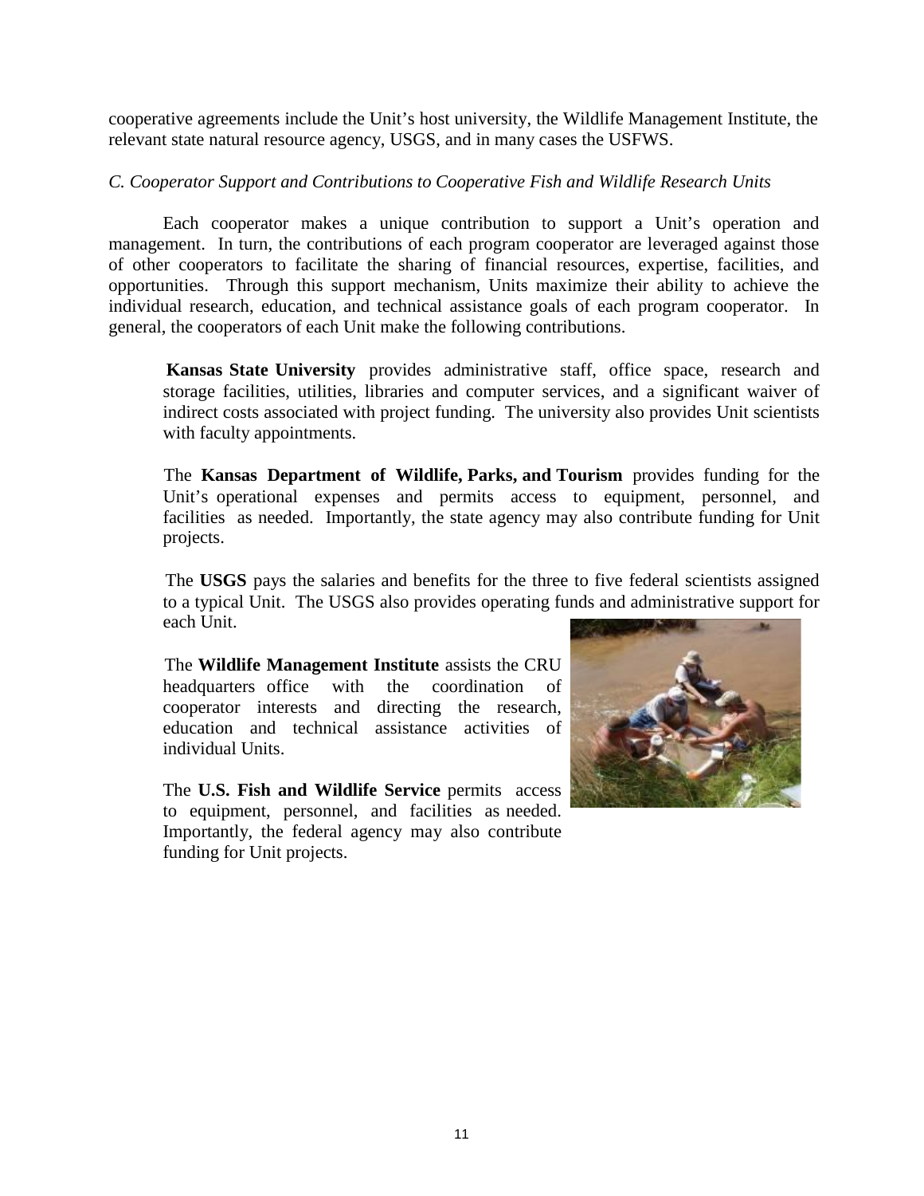cooperative agreements include the Unit's host university, the Wildlife Management Institute, the relevant state natural resource agency, USGS, and in many cases the USFWS.

*C. Cooperator Support and Contributions to Cooperative Fish and Wildlife Research Units*

Each cooperator makes a unique contribution to support a Unit's operation and management. In turn, the contributions of each program cooperator are leveraged against those of other cooperators to facilitate the sharing of financial resources, expertise, facilities, and opportunities. Through this support mechanism, Units maximize their ability to achieve the individual research, education, and technical assistance goals of each program cooperator. In general, the cooperators of each Unit make the following contributions.

**Kansas State University** provides administrative staff, office space, research and storage facilities, utilities, libraries and computer services, and a significant waiver of indirect costs associated with project funding. The university also provides Unit scientists with faculty appointments.

The **Kansas Department of Wildlife, Parks, and Tourism** provides funding for the Unit's operational expenses and permits access to equipment, personnel, and facilities as needed. Importantly, the state agency may also contribute funding for Unit projects.

The **USGS** pays the salaries and benefits for the three to five federal scientists assigned to a typical Unit. The USGS also provides operating funds and administrative support for each Unit.

The **Wildlife Management Institute** assists the CRU headquarters office with the coordination of cooperator interests and directing the research, education and technical assistance activities of individual Units.

The **U.S. Fish and Wildlife Service** permits access to equipment, personnel, and facilities as needed. Importantly, the federal agency may also contribute funding for Unit projects.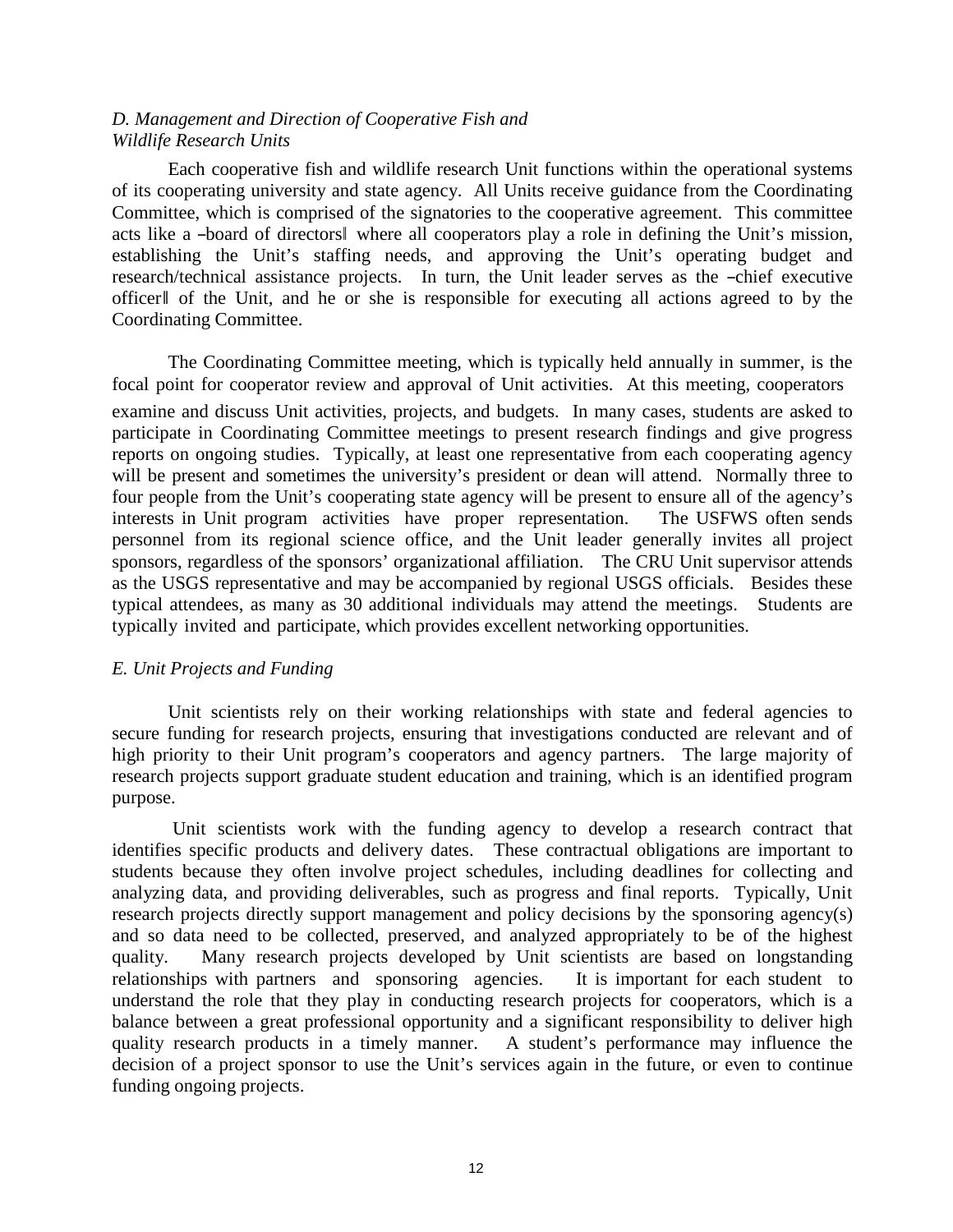*D. Management and Direction of Cooperative Fish and Wildlife Research Units*

Each cooperative fish and wildlife research Unit functions within the operational systems of its cooperating university and state agency. All Units receive guidance from the Coordinating Committee, which is comprised of the signatories to the cooperative agreement. This committee acts like a ―board of directors‖ where all cooperators play a role in defining the Unit's mission, establishing the Unit's staffing needs, and approving the Unit's operating budget and research/technical assistance projects. In turn, the Unit leader serves as the ―chief executive officer‖ of the Unit, and he or she is responsible for executing all actions agreed to by the Coordinating Committee.

The Coordinating Committee meeting, which is typically held annually in summer, is the focal point for cooperator review and approval of Unit activities. At this meeting, cooperators examine and discuss Unit activities, projects, and budgets. In many cases, students are asked to participate in Coordinating Committee meetings to present research findings and give progress reports on ongoing studies. Typically, at least one representative from each cooperating agency will be present and sometimes the university's president or dean will attend. Normally three to four people from the Unit's cooperating state agency will be present to ensure all of the agency's interests in Unit program activities have proper representation. The USFWS often sends personnel from its regional science office, and the Unit leader generally invites all project sponsors, regardless of the sponsors' organizational affiliation. The CRU Unit supervisor attends as the USGS representative and may be accompanied by regional USGS officials. Besides these typical attendees, as many as 30 additional individuals may attend the meetings. Students are typically invited and participate, which provides excellent networking opportunities.

*E. Unit Projects and Funding*

Unit scientists rely on their working relationships with state and federal agencies to secure funding for research projects, ensuring that investigations conducted are relevant and of high priority to their Unit program's cooperators and agency partners. The large majority of research projects support graduate student education and training, which is an identified program purpose.

Unit scientists work with the funding agency to develop a research contract that identifies specific products and delivery dates. These contractual obligations are important to students because they often involve project schedules, including deadlines for collecting and analyzing data, and providing deliverables, such as progress and final reports. Typically, Unit research projects directly support management and policy decisions by the sponsoring agency(s) and so data need to be collected, preserved, and analyzed appropriately to be of the highest quality. Many research projects developed by Unit scientists are based on longstanding relationships with partners and sponsoring agencies. It is important for each student to understand the role that they play in conducting research projects for cooperators, which is a balance between a great professional opportunity and a significant responsibility to deliver high quality research products in a timely manner. A student's performance may influence the decision of a project sponsor to use the Unit's services again in the future, or even to continue funding ongoing projects.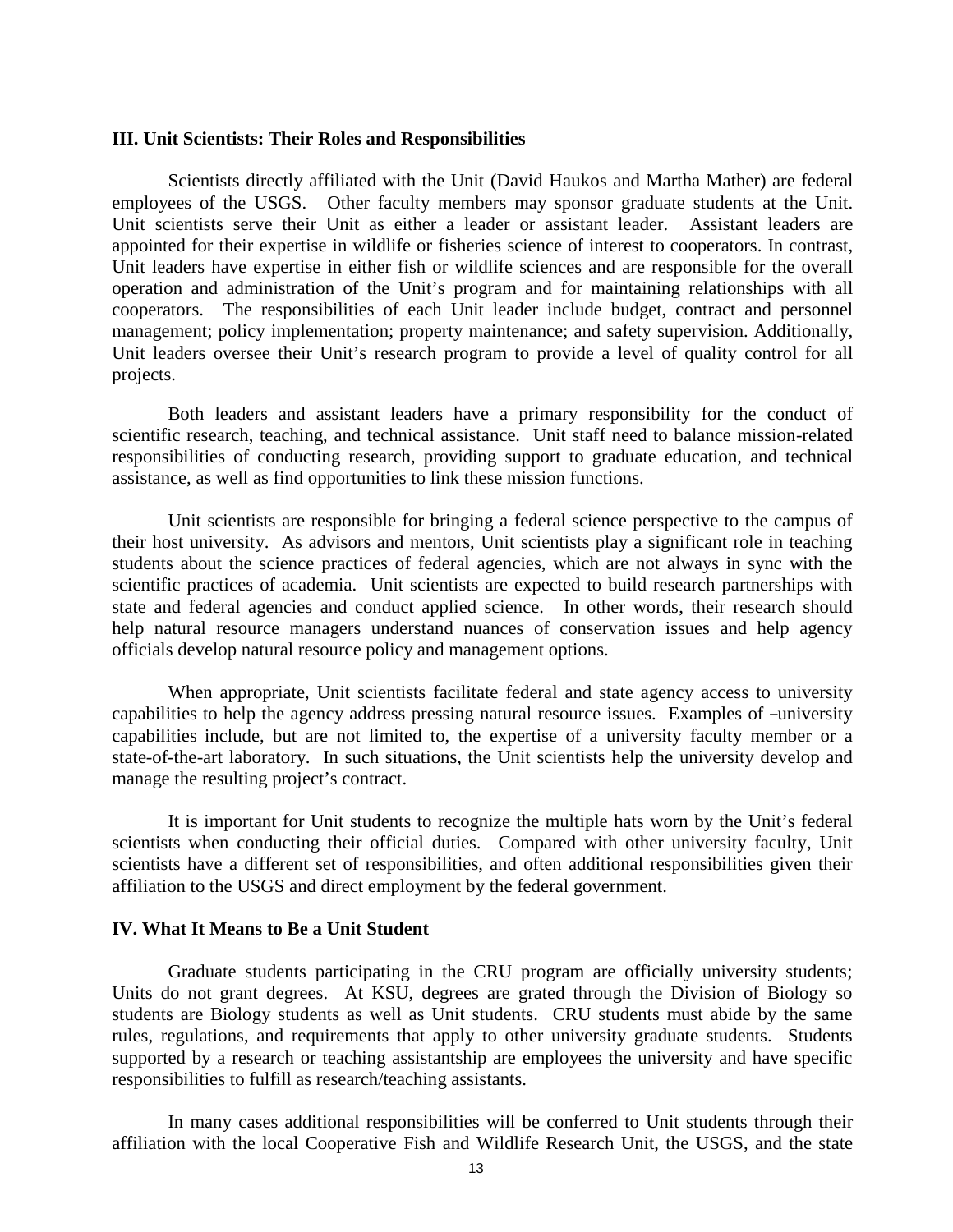### III. Unit Scientists: Their Roles and Responsibilities

Scientists directly affiliated with the Unit (David Haukos and Martha Mather) are federal employees of the USGS. Other faculty members may sponsor graduate students at the Unit. Unit scientists serve their Unit as either a leader or assistant leader. Assistant leaders are appointed for their expertise in wildlife or fisheries science of interest to cooperators. In contrast, Unit leaders have expertise in either fish or wildlife sciences and are responsible for the overall operation and administration of the Unit's program and for maintaining relationships with all cooperators. The responsibilities of each Unit leader include budget, contract and personnel management; policy implementation; property maintenance; and safety supervision. Additionally, Unit leaders oversee their Unit's research program to provide a level of quality control for all projects.

Both leaders and assistant leaders have a primary responsibility for the conduct of scientific research, teaching, and technical assistance. Unit staff need to balance mission-related responsibilities of conducting research, providing support to graduate education, and technical assistance, as well as find opportunities to link these mission functions.

Unit scientists are responsible for bringing a federal science perspective to the campus of their host university. As advisors and mentors, Unit scientists play a significant role in teaching students about the science practices of federal agencies, which are not always in sync with the scientific practices of academia. Unit scientists are expected to build research partnerships with state and federal agencies and conduct applied science. In other words, their research should help natural resource managers understand nuances of conservation issues and help agency officials develop natural resource policy and management options.

When appropriate, Unit scientists facilitate federal and state agency access to university capabilities to help the agency address pressing natural resource issues. Examples of –university capabilities include, but are not limited to, the expertise of a university faculty member or a state-of-the-art laboratory. In such situations, the Unit scientists help the university develop and manage the resulting project's contract.

It is important for Unit students to recognize the multiple hats worn by the Unit's federal scientists when conducting their official duties. Compared with other university faculty, Unit scientists have a different set of responsibilities, and often additional responsibilities given their affiliation to the USGS and direct employment by the federal government.

### IV. What It Means to Be a Unit Student

Graduate students participating in the CRU program are officially university students; Units do not grant degrees. At KSU, degrees are grated through the Division of Biology so students are Biology students as well as Unit students. CRU students must abide by the same rules, regulations, and requirements that apply to other university graduate students. Students supported by a research or teaching assistantship are employees the university and have specific responsibilities to fulfill as research/teaching assistants.

In many cases additional responsibilities will be conferred to Unit students through their affiliation with the local Cooperative Fish and Wildlife Research Unit, the USGS, and the state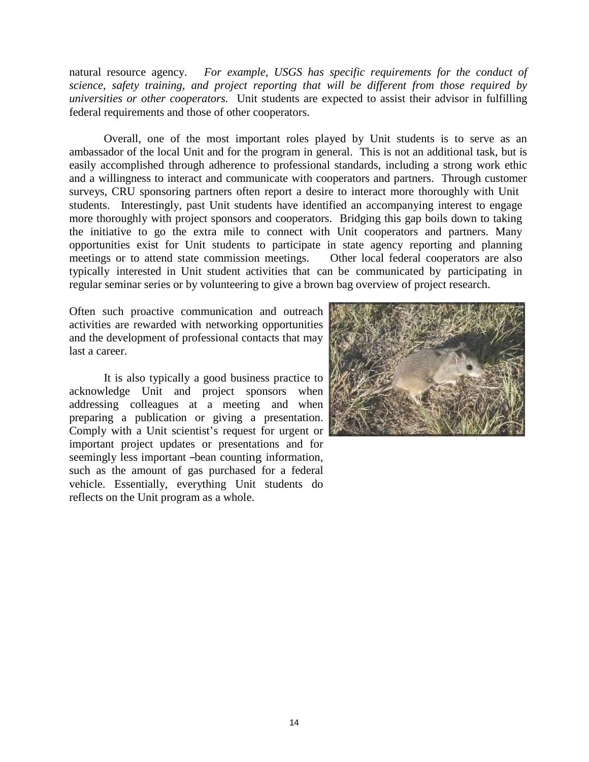natural resource agency. *For example, USGS has specific requirements for the conduct of science, safety training, and project reporting that will be different from those required by universities or other cooperators.* Unit students are expected to assist their advisor in fulfilling federal requirements and those of other cooperators.

Overall, one of the most important roles played by Unit students is to serve as an ambassador of the local Unit and for the program in general. This is not an additional task, but is easily accomplished through adherence to professional standards, including a strong work ethic and a willingness to interact and communicate with cooperators and partners. Through customer surveys, CRU sponsoring partners often report a desire to interact more thoroughly with Unit students. Interestingly, past Unit students have identified an accompanying interest to engage more thoroughly with project sponsors and cooperators. Bridging this gap boils down to taking the initiative to go the extra mile to connect with Unit cooperators and partners. Many opportunities exist for Unit students to participate in state agency reporting and planning meetings or to attend state commission meetings. Other local federal cooperators are also typically interested in Unit student activities that can be communicated by participating in regular seminar series or by volunteering to give a brown bag overview of project research.

Often such proactive communication and outreach activities are rewarded with networking opportunities and the development of professional contacts that may last a career.

It is also typically a good business practice to acknowledge Unit and project sponsors when addressing colleagues at a meeting and when preparing a publication or giving a presentation. Comply with a Unit scientist's request for urgent or important project updates or presentations and for seemingly less important –bean counting information, such as the amount of gas purchased for a federal vehicle. Essentially, everything Unit students do reflects on the Unit program as a whole.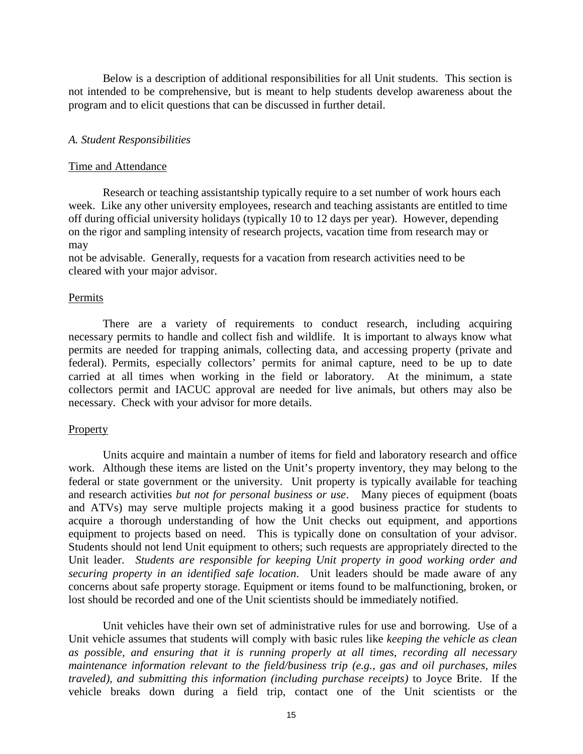Below is a description of additional responsibilities for all Unit students. This section is not intended to be comprehensive, but is meant to help students develop awareness about the program and to elicit questions that can be discussed in further detail.

*A. Student Responsibilities*

<u>Time and Attendance</u>

Research or teaching assistantship typically require to a set number of work hours each week. Like any other university employees, research and teaching assistants are entitled to time off during official university holidays (typically 10 to 12 days per year). However, depending on the rigor and sampling intensity of research projects, vacation time from research may or may

not be advisable. Generally, requests for a vacation from research activities need to be cleared with your major advisor.

<u>Permits</u>

There are a variety of requirements to conduct research, including acquiring necessary permits to handle and collect fish and wildlife. It is important to always know what permits are needed for trapping animals, collecting data, and accessing property (private and federal). Permits, especially collectors' permits for animal capture, need to be up to date carried at all times when working in the field or laboratory. At the minimum, a state collectors permit and IACUC approval are needed for live animals, but others may also be necessary. Check with your advisor for more details.

<u>Property</u>

Units acquire and maintain a number of items for field and laboratory research and office work. Although these items are listed on the Unit's property inventory, they may belong to the federal or state government or the university. Unit property is typically available for teaching and research activities *but not for personal business or use*. Many pieces of equipment (boats and ATVs) may serve multiple projects making it a good business practice for students to acquire a thorough understanding of how the Unit checks out equipment, and apportions equipment to projects based on need. This is typically done on consultation of your advisor. Students should not lend Unit equipment to others; such requests are appropriately directed to the Unit leader. *Students are responsible for keeping Unit property in good working order and securing property in an identified safe location*. Unit leaders should be made aware of any concerns about safe property storage. Equipment or items found to be malfunctioning, broken, or lost should be recorded and one of the Unit scientists should be immediately notified.

Unit vehicles have their own set of administrative rules for use and borrowing. Use of a Unit vehicle assumes that students will comply with basic rules like *keeping the vehicle as clean as possible, and ensuring that it is running properly at all times, recording all necessary maintenance information relevant to the field/business trip (e.g., gas and oil purchases, miles traveled), and submitting this information (including purchase receipts)* to Joyce Brite. If the vehicle breaks down during a field trip, contact one of the Unit scientists or the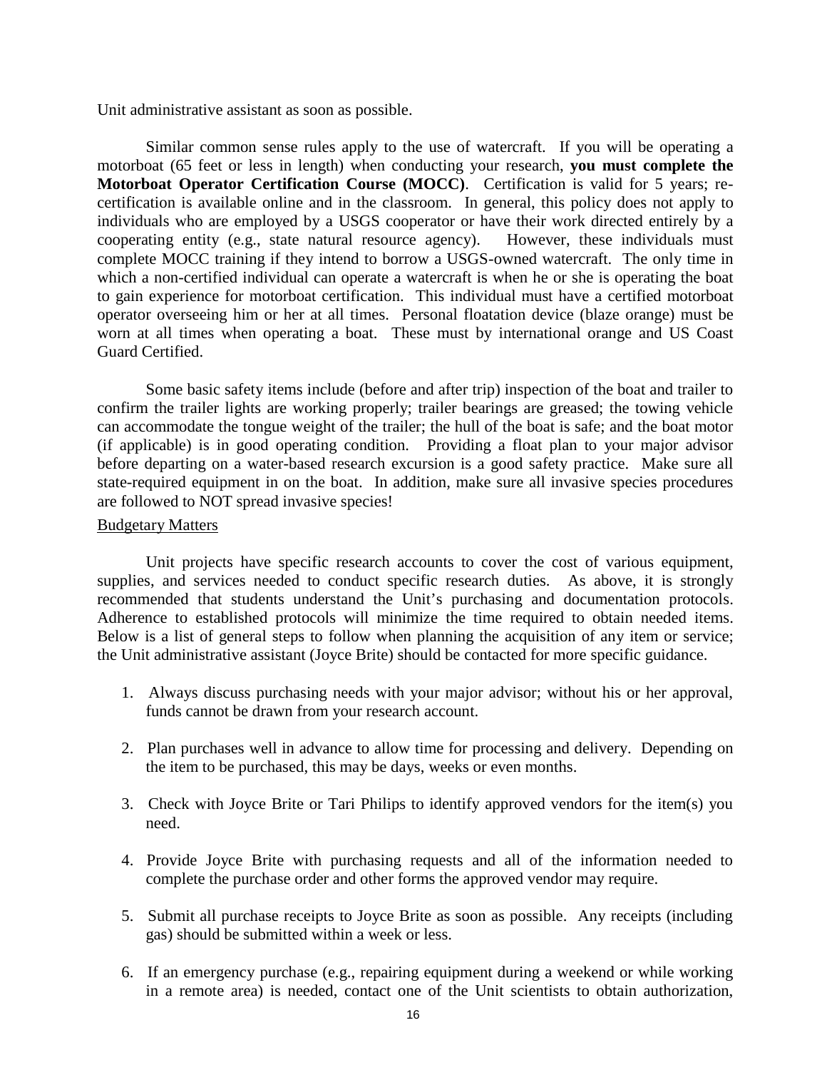Unit administrative assistant as soon as possible.

Similar common sense rules apply to the use of watercraft. If you will be operating a motorboat (65 feet or less in length) when conducting your research, **you must complete the Motorboat Operator Certification Course (MOCC)**. Certification is valid for 5 years; re-certification is available online and in the classroom. In general, this policy does not apply to individuals who are employed by a USGS cooperator or have their work directed entirely by a cooperating entity (e.g., state natural resource agency). However, these individuals must complete MOCC training if they intend to borrow a USGS-owned watercraft. The only time in which a non-certified individual can operate a watercraft is when he or she is operating the boat to gain experience for motorboat certification. This individual must have a certified motorboat operator overseeing him or her at all times. Personal floatation device (blaze orange) must be worn at all times when operating a boat. These must by international orange and US Coast Guard Certified.

Some basic safety items include (before and after trip) inspection of the boat and trailer to confirm the trailer lights are working properly; trailer bearings are greased; the towing vehicle can accommodate the tongue weight of the trailer; the hull of the boat is safe; and the boat motor (if applicable) is in good operating condition. Providing a float plan to your major advisor before departing on a water-based research excursion is a good safety practice. Make sure all state-required equipment in on the boat. In addition, make sure all invasive species procedures are followed to NOT spread invasive species!

Budgetary Matters

Unit projects have specific research accounts to cover the cost of various equipment, supplies, and services needed to conduct specific research duties. As above, it is strongly recommended that students understand the Unit's purchasing and documentation protocols. Adherence to established protocols will minimize the time required to obtain needed items. Below is a list of general steps to follow when planning the acquisition of any item or service; the Unit administrative assistant (Joyce Brite) should be contacted for more specific guidance.

1. Always discuss purchasing needs with your major advisor; without his or her approval, funds cannot be drawn from your research account.

2. Plan purchases well in advance to allow time for processing and delivery. Depending on the item to be purchased, this may be days, weeks or even months.

3. Check with Joyce Brite or Tari Philips to identify approved vendors for the item(s) you need.

4. Provide Joyce Brite with purchasing requests and all of the information needed to complete the purchase order and other forms the approved vendor may require.

5. Submit all purchase receipts to Joyce Brite as soon as possible. Any receipts (including gas) should be submitted within a week or less.

6. If an emergency purchase (e.g., repairing equipment during a weekend or while working in a remote area) is needed, contact one of the Unit scientists to obtain authorization,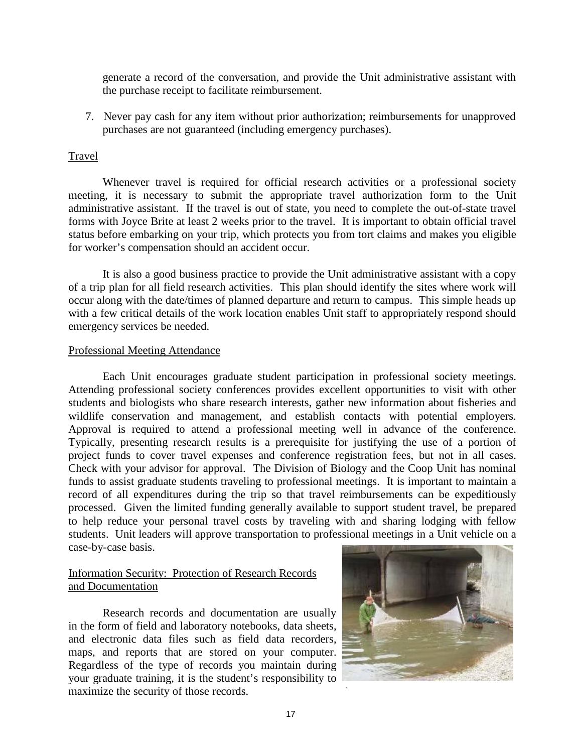generate a record of the conversation, and provide the Unit administrative assistant with the purchase receipt to facilitate reimbursement.

7. Never pay cash for any item without prior authorization; reimbursements for unapproved purchases are not guaranteed (including emergency purchases).

## Travel

Whenever travel is required for official research activities or a professional society meeting, it is necessary to submit the appropriate travel authorization form to the Unit administrative assistant. If the travel is out of state, you need to complete the out-of-state travel forms with Joyce Brite at least 2 weeks prior to the travel. It is important to obtain official travel status before embarking on your trip, which protects you from tort claims and makes you eligible for worker's compensation should an accident occur.

It is also a good business practice to provide the Unit administrative assistant with a copy of a trip plan for all field research activities. This plan should identify the sites where work will occur along with the date/times of planned departure and return to campus. This simple heads up with a few critical details of the work location enables Unit staff to appropriately respond should emergency services be needed.

## Professional Meeting Attendance

Each Unit encourages graduate student participation in professional society meetings. Attending professional society conferences provides excellent opportunities to visit with other students and biologists who share research interests, gather new information about fisheries and wildlife conservation and management, and establish contacts with potential employers. Approval is required to attend a professional meeting well in advance of the conference. Typically, presenting research results is a prerequisite for justifying the use of a portion of project funds to cover travel expenses and conference registration fees, but not in all cases. Check with your advisor for approval. The Division of Biology and the Coop Unit has nominal funds to assist graduate students traveling to professional meetings. It is important to maintain a record of all expenditures during the trip so that travel reimbursements can be expeditiously processed. Given the limited funding generally available to support student travel, be prepared to help reduce your personal travel costs by traveling with and sharing lodging with fellow students. Unit leaders will approve transportation to professional meetings in a Unit vehicle on a case-by-case basis.

## Information Security: Protection of Research Records and Documentation

Research records and documentation are usually in the form of field and laboratory notebooks, data sheets, and electronic data files such as field data recorders, maps, and reports that are stored on your computer. Regardless of the type of records you maintain during your graduate training, it is the student's responsibility to maximize the security of those records.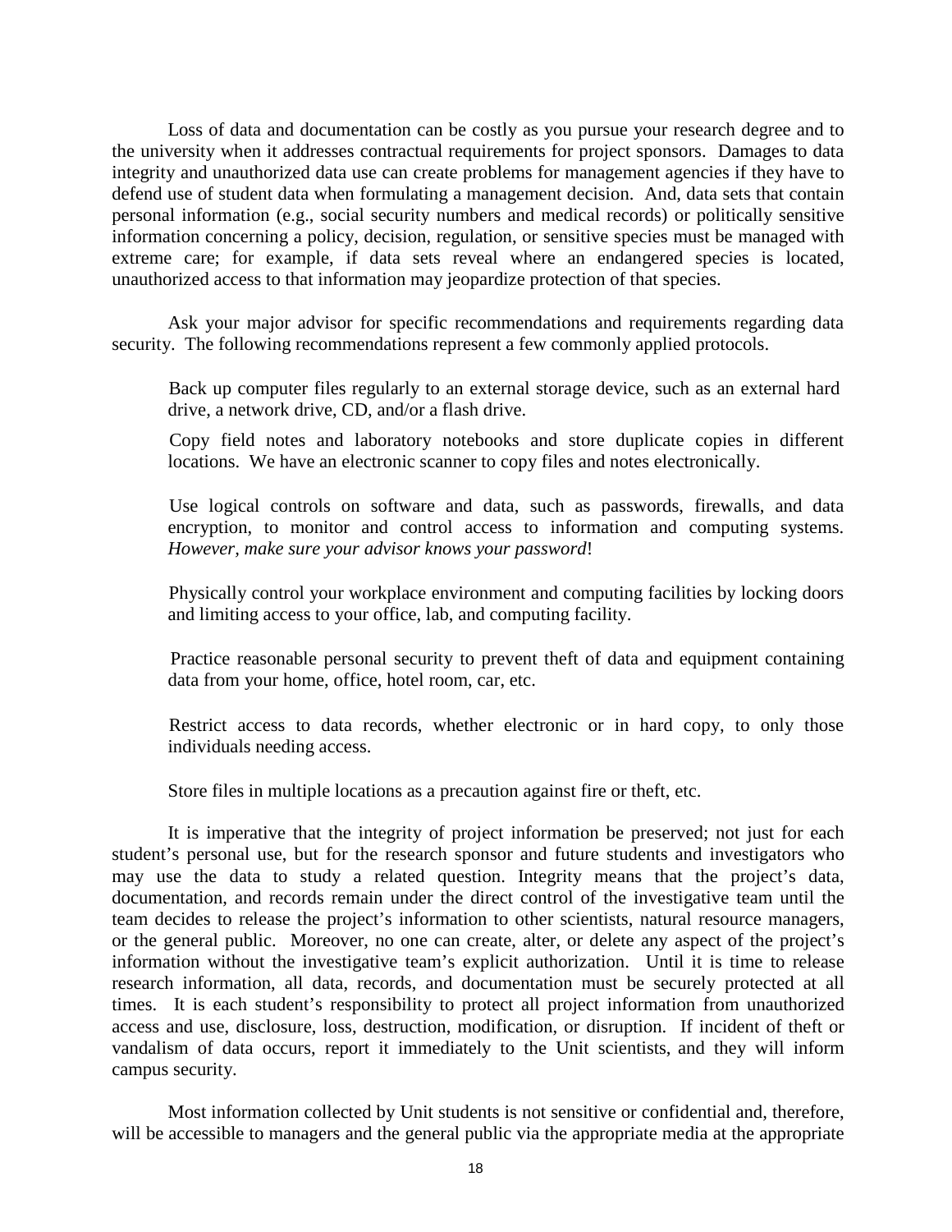Loss of data and documentation can be costly as you pursue your research degree and to the university when it addresses contractual requirements for project sponsors. Damages to data integrity and unauthorized data use can create problems for management agencies if they have to defend use of student data when formulating a management decision. And, data sets that contain personal information (e.g., social security numbers and medical records) or politically sensitive information concerning a policy, decision, regulation, or sensitive species must be managed with extreme care; for example, if data sets reveal where an endangered species is located, unauthorized access to that information may jeopardize protection of that species.

Ask your major advisor for specific recommendations and requirements regarding data security. The following recommendations represent a few commonly applied protocols.

Back up computer files regularly to an external storage device, such as an external hard drive, a network drive, CD, and/or a flash drive.

Copy field notes and laboratory notebooks and store duplicate copies in different locations. We have an electronic scanner to copy files and notes electronically.

Use logical controls on software and data, such as passwords, firewalls, and data encryption, to monitor and control access to information and computing systems. *However, make sure your advisor knows your password*!

Physically control your workplace environment and computing facilities by locking doors and limiting access to your office, lab, and computing facility.

Practice reasonable personal security to prevent theft of data and equipment containing data from your home, office, hotel room, car, etc.

Restrict access to data records, whether electronic or in hard copy, to only those individuals needing access.

Store files in multiple locations as a precaution against fire or theft, etc.

It is imperative that the integrity of project information be preserved; not just for each student's personal use, but for the research sponsor and future students and investigators who may use the data to study a related question. Integrity means that the project's data, documentation, and records remain under the direct control of the investigative team until the team decides to release the project's information to other scientists, natural resource managers, or the general public. Moreover, no one can create, alter, or delete any aspect of the project's information without the investigative team's explicit authorization. Until it is time to release research information, all data, records, and documentation must be securely protected at all times. It is each student's responsibility to protect all project information from unauthorized access and use, disclosure, loss, destruction, modification, or disruption. If incident of theft or vandalism of data occurs, report it immediately to the Unit scientists, and they will inform campus security.

Most information collected by Unit students is not sensitive or confidential and, therefore, will be accessible to managers and the general public via the appropriate media at the appropriate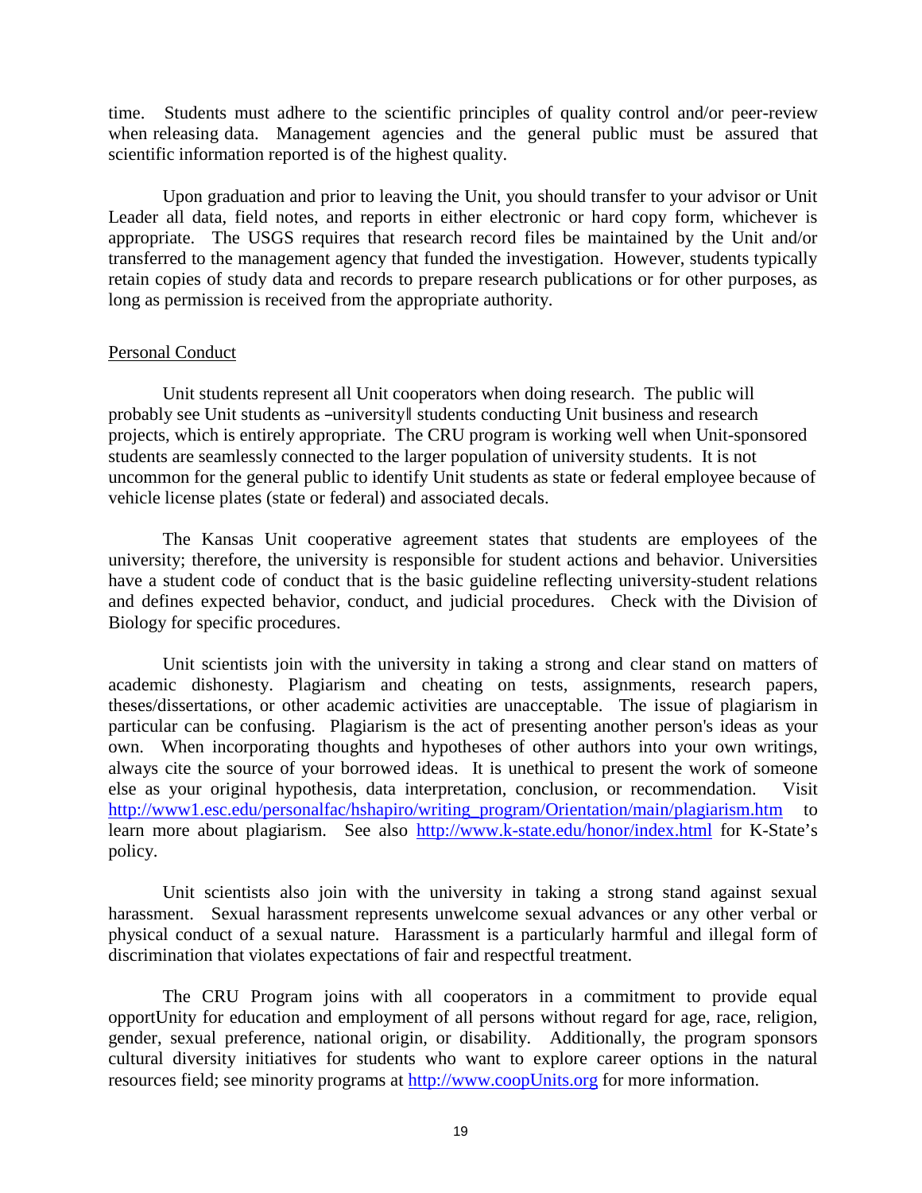time. Students must adhere to the scientific principles of quality control and/or peer-review when releasing data. Management agencies and the general public must be assured that scientific information reported is of the highest quality.

Upon graduation and prior to leaving the Unit, you should transfer to your advisor or Unit Leader all data, field notes, and reports in either electronic or hard copy form, whichever is appropriate. The USGS requires that research record files be maintained by the Unit and/or transferred to the management agency that funded the investigation. However, students typically retain copies of study data and records to prepare research publications or for other purposes, as long as permission is received from the appropriate authority.

Personal Conduct

Unit students represent all Unit cooperators when doing research. The public will probably see Unit students as ―university‖ students conducting Unit business and research projects, which is entirely appropriate. The CRU program is working well when Unit-sponsored students are seamlessly connected to the larger population of university students. It is not uncommon for the general public to identify Unit students as state or federal employee because of vehicle license plates (state or federal) and associated decals.

The Kansas Unit cooperative agreement states that students are employees of the university; therefore, the university is responsible for student actions and behavior. Universities have a student code of conduct that is the basic guideline reflecting university-student relations and defines expected behavior, conduct, and judicial procedures. Check with the Division of Biology for specific procedures.

Unit scientists join with the university in taking a strong and clear stand on matters of academic dishonesty. Plagiarism and cheating on tests, assignments, research papers, theses/dissertations, or other academic activities are unacceptable. The issue of plagiarism in particular can be confusing. Plagiarism is the act of presenting another person's ideas as your own. When incorporating thoughts and hypotheses of other authors into your own writings, always cite the source of your borrowed ideas. It is unethical to present the work of someone else as your original hypothesis, data interpretation, conclusion, or recommendation. Visit http://www1.esc.edu/personalfac/hshapiro/writing_program/Orientation/main/plagiarism.htm to learn more about plagiarism. See also http://www.k-state.edu/honor/index.html for K-State's policy.

Unit scientists also join with the university in taking a strong stand against sexual harassment. Sexual harassment represents unwelcome sexual advances or any other verbal or physical conduct of a sexual nature. Harassment is a particularly harmful and illegal form of discrimination that violates expectations of fair and respectful treatment.

The CRU Program joins with all cooperators in a commitment to provide equal opportUnity for education and employment of all persons without regard for age, race, religion, gender, sexual preference, national origin, or disability. Additionally, the program sponsors cultural diversity initiatives for students who want to explore career options in the natural resources field; see minority programs at http://www.coopUnits.org for more information.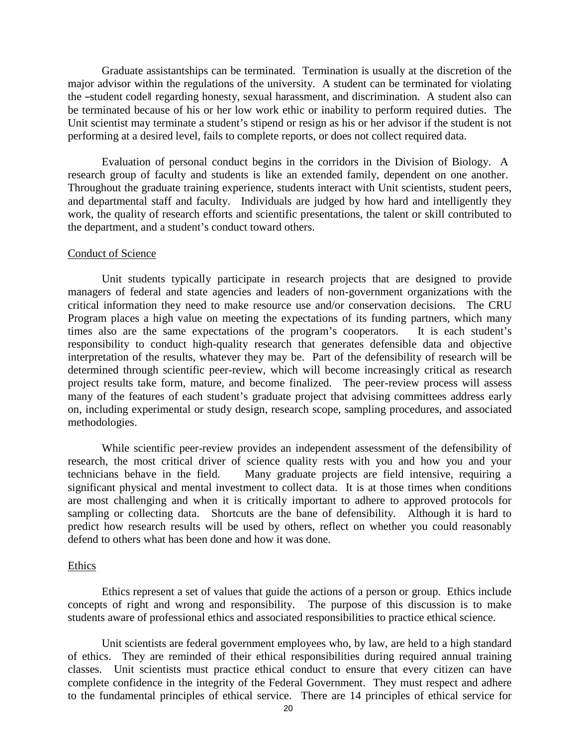Graduate assistantships can be terminated. Termination is usually at the discretion of the major advisor within the regulations of the university. A student can be terminated for violating the ―student code‖ regarding honesty, sexual harassment, and discrimination. A student also can be terminated because of his or her low work ethic or inability to perform required duties. The Unit scientist may terminate a student's stipend or resign as his or her advisor if the student is not performing at a desired level, fails to complete reports, or does not collect required data.

Evaluation of personal conduct begins in the corridors in the Division of Biology. A research group of faculty and students is like an extended family, dependent on one another. Throughout the graduate training experience, students interact with Unit scientists, student peers, and departmental staff and faculty. Individuals are judged by how hard and intelligently they work, the quality of research efforts and scientific presentations, the talent or skill contributed to the department, and a student's conduct toward others.

## Conduct of Science

Unit students typically participate in research projects that are designed to provide managers of federal and state agencies and leaders of non-government organizations with the critical information they need to make resource use and/or conservation decisions. The CRU Program places a high value on meeting the expectations of its funding partners, which many times also are the same expectations of the program's cooperators. It is each student's responsibility to conduct high-quality research that generates defensible data and objective interpretation of the results, whatever they may be. Part of the defensibility of research will be determined through scientific peer-review, which will become increasingly critical as research project results take form, mature, and become finalized. The peer-review process will assess many of the features of each student's graduate project that advising committees address early on, including experimental or study design, research scope, sampling procedures, and associated methodologies.

While scientific peer-review provides an independent assessment of the defensibility of research, the most critical driver of science quality rests with you and how you and your technicians behave in the field. Many graduate projects are field intensive, requiring a significant physical and mental investment to collect data. It is at those times when conditions are most challenging and when it is critically important to adhere to approved protocols for sampling or collecting data. Shortcuts are the bane of defensibility. Although it is hard to predict how research results will be used by others, reflect on whether you could reasonably defend to others what has been done and how it was done.

## Ethics

Ethics represent a set of values that guide the actions of a person or group. Ethics include concepts of right and wrong and responsibility. The purpose of this discussion is to make students aware of professional ethics and associated responsibilities to practice ethical science.

Unit scientists are federal government employees who, by law, are held to a high standard of ethics. They are reminded of their ethical responsibilities during required annual training classes. Unit scientists must practice ethical conduct to ensure that every citizen can have complete confidence in the integrity of the Federal Government. They must respect and adhere to the fundamental principles of ethical service. There are 14 principles of ethical service for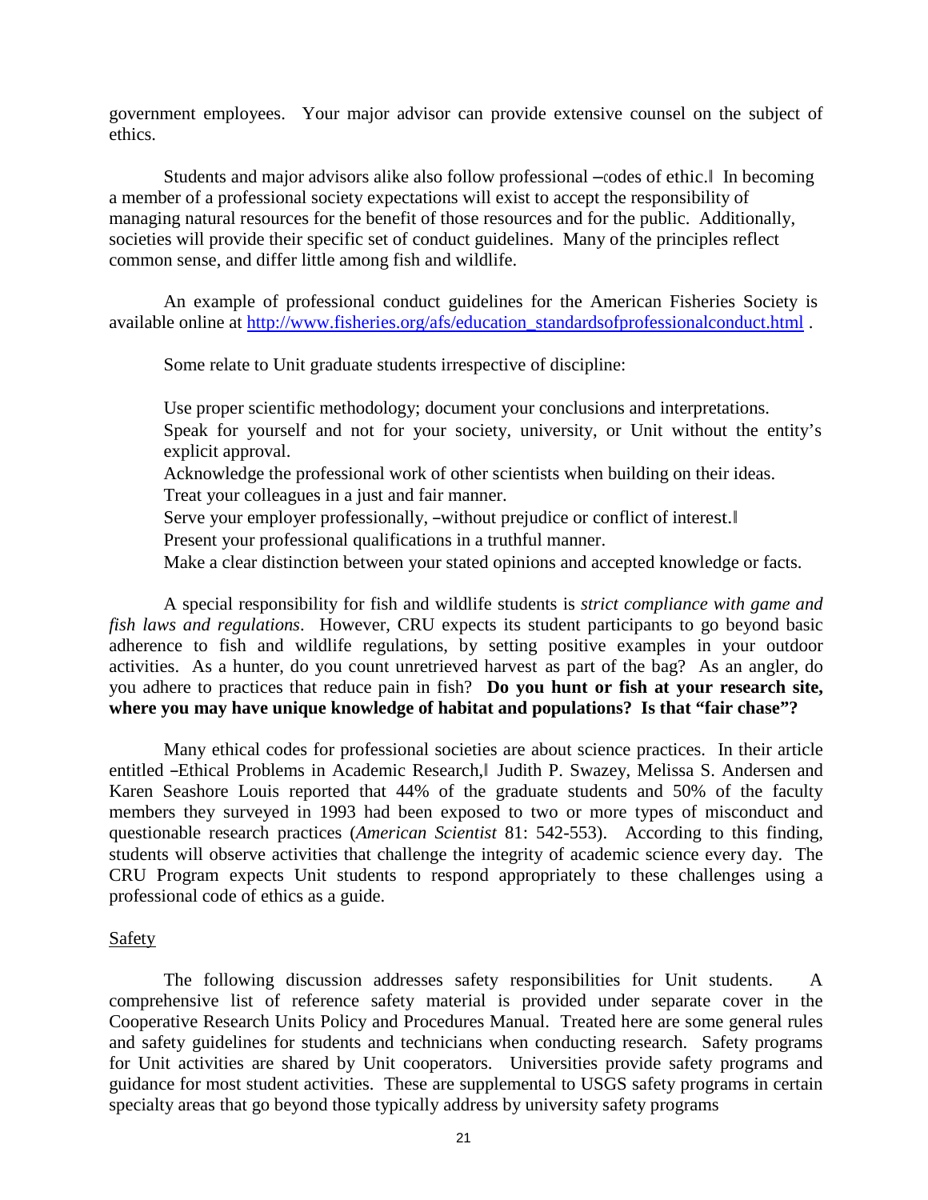government employees. Your major advisor can provide extensive counsel on the subject of ethics.

Students and major advisors alike also follow professional ―codes of ethic.‖ In becoming a member of a professional society expectations will exist to accept the responsibility of managing natural resources for the benefit of those resources and for the public. Additionally, societies will provide their specific set of conduct guidelines. Many of the principles reflect common sense, and differ little among fish and wildlife.

An example of professional conduct guidelines for the American Fisheries Society is available online at [http://www.fisheries.org/afs/education_standardsofprofessionalconduct.html](http://www.fisheries.org/afs/education_standardsofprofessionalconduct.html) .

Some relate to Unit graduate students irrespective of discipline:

Use proper scientific methodology; document your conclusions and interpretations.
Speak for yourself and not for your society, university, or Unit without the entity's explicit approval.
Acknowledge the professional work of other scientists when building on their ideas.
Treat your colleagues in a just and fair manner.
Serve your employer professionally, ―without prejudice or conflict of interest.‖
Present your professional qualifications in a truthful manner.
Make a clear distinction between your stated opinions and accepted knowledge or facts.

A special responsibility for fish and wildlife students is *strict compliance with game and fish laws and regulations*. However, CRU expects its student participants to go beyond basic adherence to fish and wildlife regulations, by setting positive examples in your outdoor activities. As a hunter, do you count unretrieved harvest as part of the bag? As an angler, do you adhere to practices that reduce pain in fish? **Do you hunt or fish at your research site, where you may have unique knowledge of habitat and populations? Is that "fair chase"?**

Many ethical codes for professional societies are about science practices. In their article entitled ―Ethical Problems in Academic Research,‖ Judith P. Swazey, Melissa S. Andersen and Karen Seashore Louis reported that 44% of the graduate students and 50% of the faculty members they surveyed in 1993 had been exposed to two or more types of misconduct and questionable research practices (*American Scientist* 81: 542-553). According to this finding, students will observe activities that challenge the integrity of academic science every day. The CRU Program expects Unit students to respond appropriately to these challenges using a professional code of ethics as a guide.

## Safety

The following discussion addresses safety responsibilities for Unit students. A comprehensive list of reference safety material is provided under separate cover in the Cooperative Research Units Policy and Procedures Manual. Treated here are some general rules and safety guidelines for students and technicians when conducting research. Safety programs for Unit activities are shared by Unit cooperators. Universities provide safety programs and guidance for most student activities. These are supplemental to USGS safety programs in certain specialty areas that go beyond those typically address by university safety programs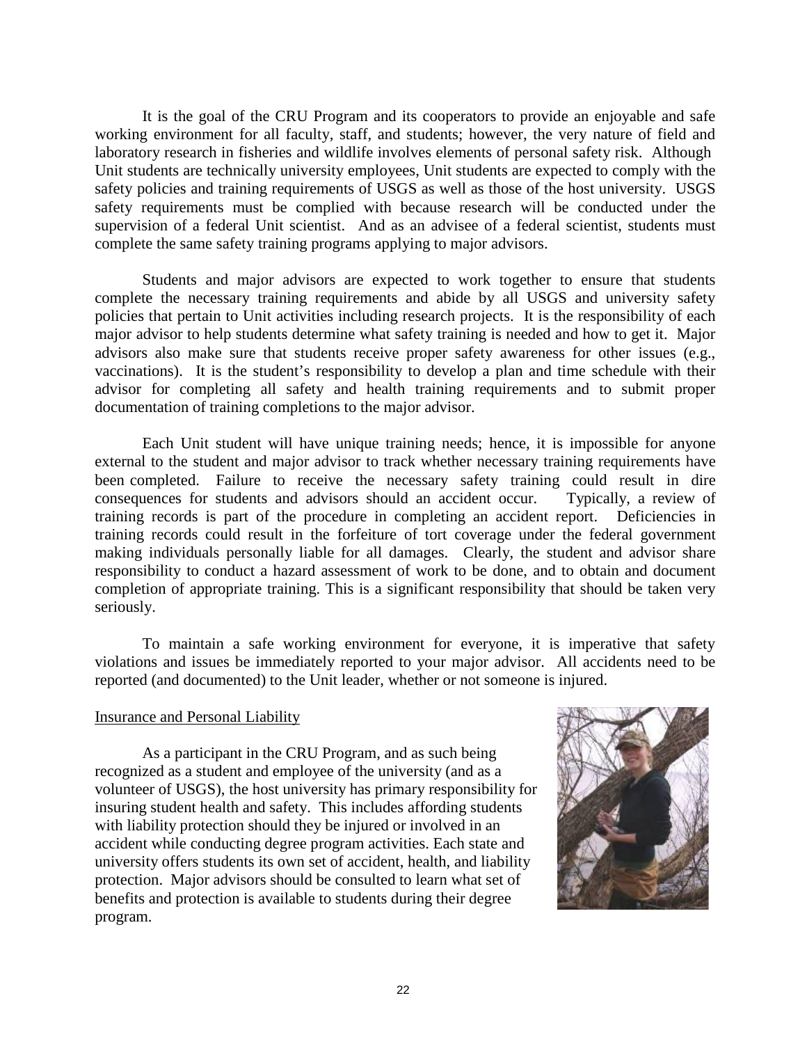It is the goal of the CRU Program and its cooperators to provide an enjoyable and safe working environment for all faculty, staff, and students; however, the very nature of field and laboratory research in fisheries and wildlife involves elements of personal safety risk. Although Unit students are technically university employees, Unit students are expected to comply with the safety policies and training requirements of USGS as well as those of the host university. USGS safety requirements must be complied with because research will be conducted under the supervision of a federal Unit scientist. And as an advisee of a federal scientist, students must complete the same safety training programs applying to major advisors.

Students and major advisors are expected to work together to ensure that students complete the necessary training requirements and abide by all USGS and university safety policies that pertain to Unit activities including research projects. It is the responsibility of each major advisor to help students determine what safety training is needed and how to get it. Major advisors also make sure that students receive proper safety awareness for other issues (e.g., vaccinations). It is the student's responsibility to develop a plan and time schedule with their advisor for completing all safety and health training requirements and to submit proper documentation of training completions to the major advisor.

Each Unit student will have unique training needs; hence, it is impossible for anyone external to the student and major advisor to track whether necessary training requirements have been completed. Failure to receive the necessary safety training could result in dire consequences for students and advisors should an accident occur. Typically, a review of training records is part of the procedure in completing an accident report. Deficiencies in training records could result in the forfeiture of tort coverage under the federal government making individuals personally liable for all damages. Clearly, the student and advisor share responsibility to conduct a hazard assessment of work to be done, and to obtain and document completion of appropriate training. This is a significant responsibility that should be taken very seriously.

To maintain a safe working environment for everyone, it is imperative that safety violations and issues be immediately reported to your major advisor. All accidents need to be reported (and documented) to the Unit leader, whether or not someone is injured.

## Insurance and Personal Liability

As a participant in the CRU Program, and as such being recognized as a student and employee of the university (and as a volunteer of USGS), the host university has primary responsibility for insuring student health and safety. This includes affording students with liability protection should they be injured or involved in an accident while conducting degree program activities. Each state and university offers students its own set of accident, health, and liability protection. Major advisors should be consulted to learn what set of benefits and protection is available to students during their degree program.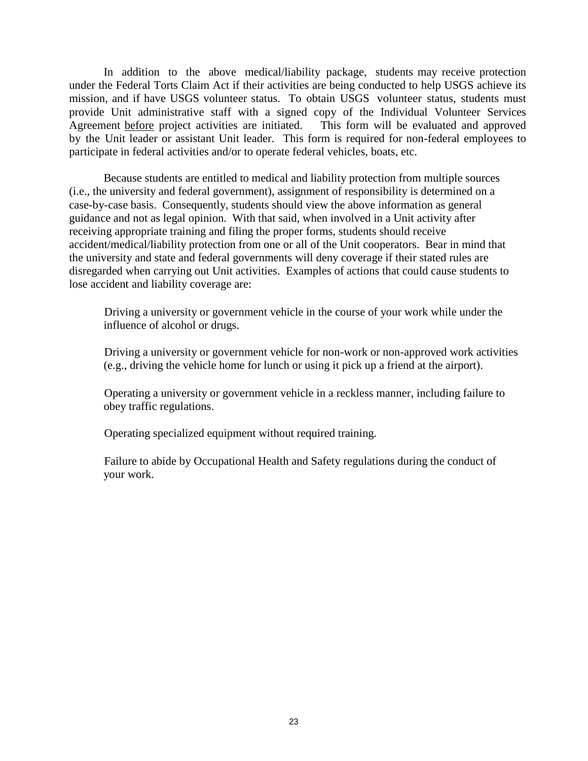In addition to the above medical/liability package, students may receive protection under the Federal Torts Claim Act if their activities are being conducted to help USGS achieve its mission, and if have USGS volunteer status. To obtain USGS volunteer status, students must provide Unit administrative staff with a signed copy of the Individual Volunteer Services Agreement <u>before</u> project activities are initiated. This form will be evaluated and approved by the Unit leader or assistant Unit leader. This form is required for non-federal employees to participate in federal activities and/or to operate federal vehicles, boats, etc.

Because students are entitled to medical and liability protection from multiple sources (i.e., the university and federal government), assignment of responsibility is determined on a case-by-case basis. Consequently, students should view the above information as general guidance and not as legal opinion. With that said, when involved in a Unit activity after receiving appropriate training and filing the proper forms, students should receive accident/medical/liability protection from one or all of the Unit cooperators. Bear in mind that the university and state and federal governments will deny coverage if their stated rules are disregarded when carrying out Unit activities. Examples of actions that could cause students to lose accident and liability coverage are:

Driving a university or government vehicle in the course of your work while under the influence of alcohol or drugs.

Driving a university or government vehicle for non-work or non-approved work activities (e.g., driving the vehicle home for lunch or using it pick up a friend at the airport).

Operating a university or government vehicle in a reckless manner, including failure to obey traffic regulations.

Operating specialized equipment without required training.

Failure to abide by Occupational Health and Safety regulations during the conduct of your work.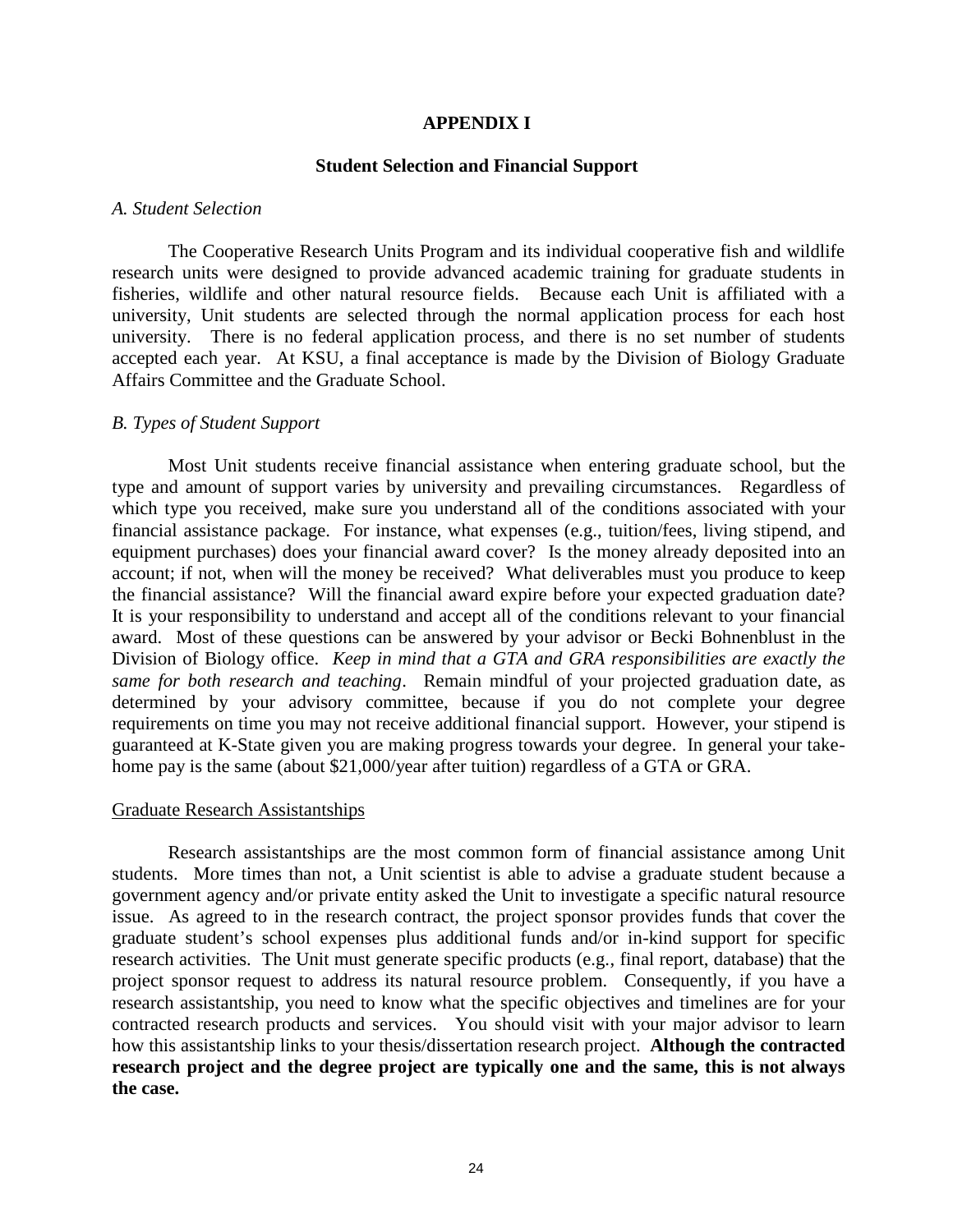# APPENDIX I

## Student Selection and Financial Support

### *A. Student Selection*

The Cooperative Research Units Program and its individual cooperative fish and wildlife research units were designed to provide advanced academic training for graduate students in fisheries, wildlife and other natural resource fields. Because each Unit is affiliated with a university, Unit students are selected through the normal application process for each host university. There is no federal application process, and there is no set number of students accepted each year. At KSU, a final acceptance is made by the Division of Biology Graduate Affairs Committee and the Graduate School.

### *B. Types of Student Support*

Most Unit students receive financial assistance when entering graduate school, but the type and amount of support varies by university and prevailing circumstances. Regardless of which type you received, make sure you understand all of the conditions associated with your financial assistance package. For instance, what expenses (e.g., tuition/fees, living stipend, and equipment purchases) does your financial award cover? Is the money already deposited into an account; if not, when will the money be received? What deliverables must you produce to keep the financial assistance? Will the financial award expire before your expected graduation date? It is your responsibility to understand and accept all of the conditions relevant to your financial award. Most of these questions can be answered by your advisor or Becki Bohnenblust in the Division of Biology office. *Keep in mind that a GTA and GRA responsibilities are exactly the same for both research and teaching*. Remain mindful of your projected graduation date, as determined by your advisory committee, because if you do not complete your degree requirements on time you may not receive additional financial support. However, your stipend is guaranteed at K-State given you are making progress towards your degree. In general your take-home pay is the same (about $21,000/year after tuition) regardless of a GTA or GRA.

#### Graduate Research Assistantships

Research assistantships are the most common form of financial assistance among Unit students. More times than not, a Unit scientist is able to advise a graduate student because a government agency and/or private entity asked the Unit to investigate a specific natural resource issue. As agreed to in the research contract, the project sponsor provides funds that cover the graduate student's school expenses plus additional funds and/or in-kind support for specific research activities. The Unit must generate specific products (e.g., final report, database) that the project sponsor request to address its natural resource problem. Consequently, if you have a research assistantship, you need to know what the specific objectives and timelines are for your contracted research products and services. You should visit with your major advisor to learn how this assistantship links to your thesis/dissertation research project. **Although the contracted research project and the degree project are typically one and the same, this is not always the case.**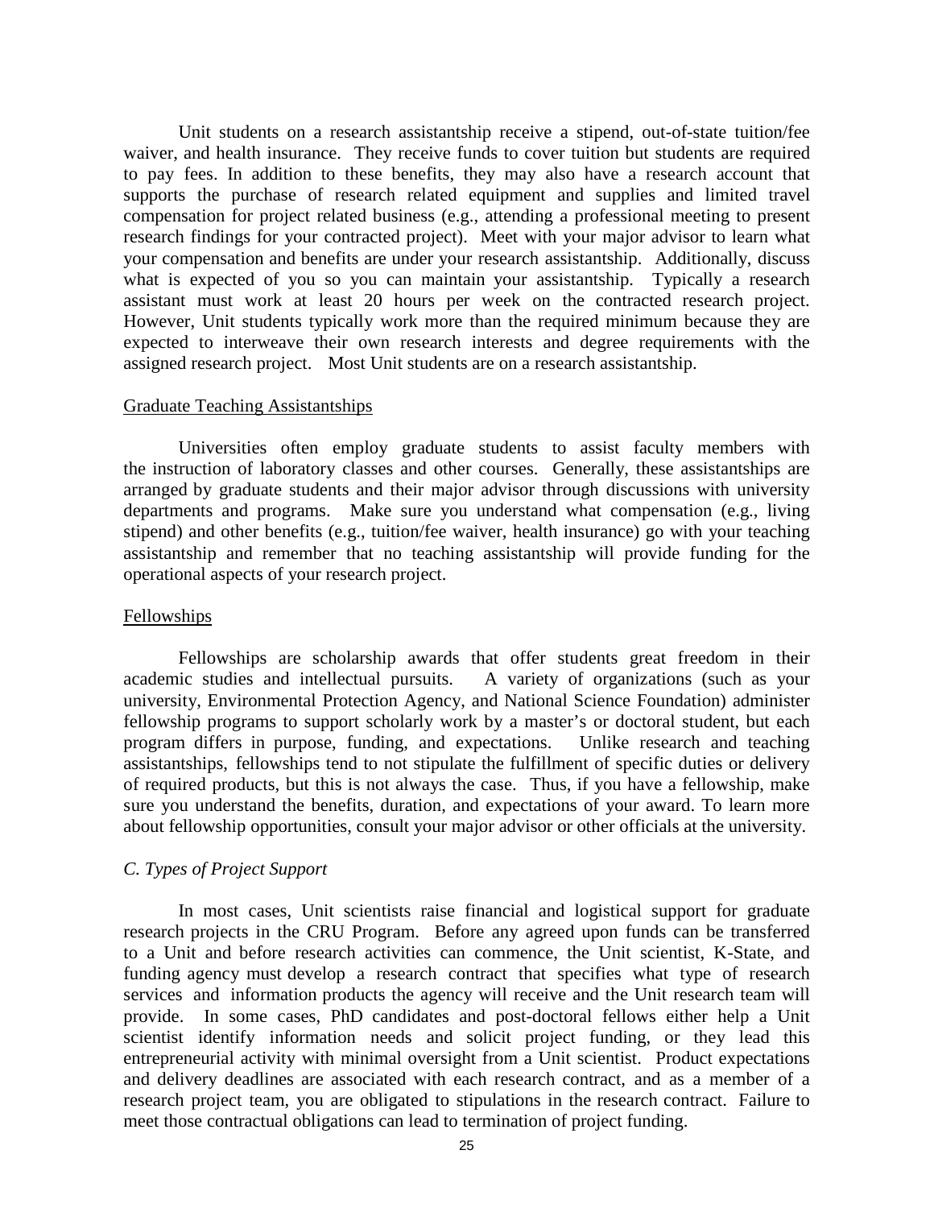Unit students on a research assistantship receive a stipend, out-of-state tuition/fee waiver, and health insurance. They receive funds to cover tuition but students are required to pay fees. In addition to these benefits, they may also have a research account that supports the purchase of research related equipment and supplies and limited travel compensation for project related business (e.g., attending a professional meeting to present research findings for your contracted project). Meet with your major advisor to learn what your compensation and benefits are under your research assistantship. Additionally, discuss what is expected of you so you can maintain your assistantship. Typically a research assistant must work at least 20 hours per week on the contracted research project. However, Unit students typically work more than the required minimum because they are expected to interweave their own research interests and degree requirements with the assigned research project. Most Unit students are on a research assistantship.

<u>Graduate Teaching Assistantships</u>

Universities often employ graduate students to assist faculty members with the instruction of laboratory classes and other courses. Generally, these assistantships are arranged by graduate students and their major advisor through discussions with university departments and programs. Make sure you understand what compensation (e.g., living stipend) and other benefits (e.g., tuition/fee waiver, health insurance) go with your teaching assistantship and remember that no teaching assistantship will provide funding for the operational aspects of your research project.

<u>Fellowships</u>

Fellowships are scholarship awards that offer students great freedom in their academic studies and intellectual pursuits. A variety of organizations (such as your university, Environmental Protection Agency, and National Science Foundation) administer fellowship programs to support scholarly work by a master's or doctoral student, but each program differs in purpose, funding, and expectations. Unlike research and teaching assistantships, fellowships tend to not stipulate the fulfillment of specific duties or delivery of required products, but this is not always the case. Thus, if you have a fellowship, make sure you understand the benefits, duration, and expectations of your award. To learn more about fellowship opportunities, consult your major advisor or other officials at the university.

*C. Types of Project Support*

In most cases, Unit scientists raise financial and logistical support for graduate research projects in the CRU Program. Before any agreed upon funds can be transferred to a Unit and before research activities can commence, the Unit scientist, K-State, and funding agency must develop a research contract that specifies what type of research services and information products the agency will receive and the Unit research team will provide. In some cases, PhD candidates and post-doctoral fellows either help a Unit scientist identify information needs and solicit project funding, or they lead this entrepreneurial activity with minimal oversight from a Unit scientist. Product expectations and delivery deadlines are associated with each research contract, and as a member of a research project team, you are obligated to stipulations in the research contract. Failure to meet those contractual obligations can lead to termination of project funding.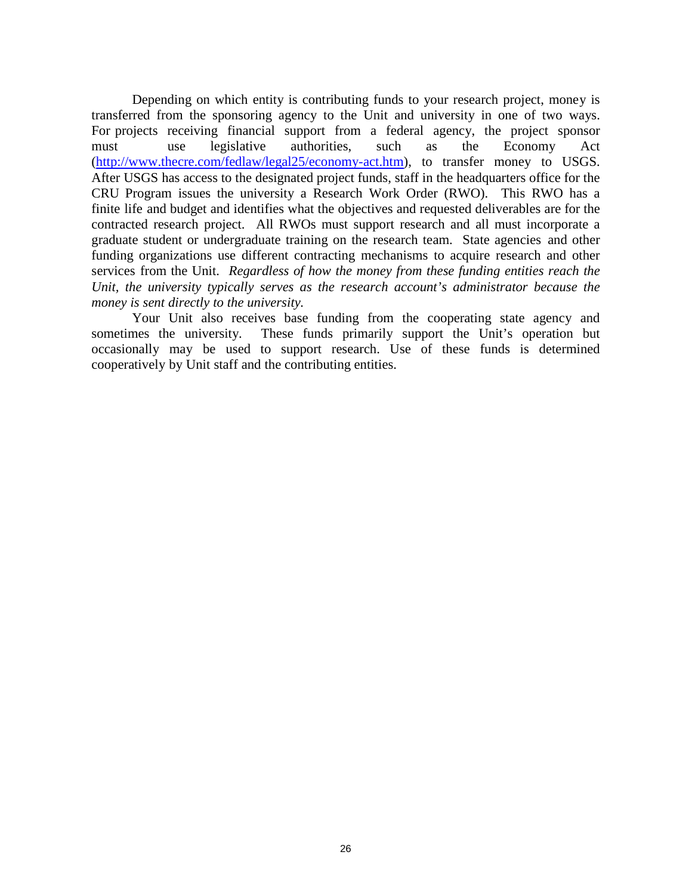Depending on which entity is contributing funds to your research project, money is transferred from the sponsoring agency to the Unit and university in one of two ways. For projects receiving financial support from a federal agency, the project sponsor must use legislative authorities, such as the Economy Act (http://www.thecre.com/fedlaw/legal25/economy-act.htm), to transfer money to USGS. After USGS has access to the designated project funds, staff in the headquarters office for the CRU Program issues the university a Research Work Order (RWO). This RWO has a finite life and budget and identifies what the objectives and requested deliverables are for the contracted research project. All RWOs must support research and all must incorporate a graduate student or undergraduate training on the research team. State agencies and other funding organizations use different contracting mechanisms to acquire research and other services from the Unit. *Regardless of how the money from these funding entities reach the Unit, the university typically serves as the research account's administrator because the money is sent directly to the university.*

Your Unit also receives base funding from the cooperating state agency and sometimes the university. These funds primarily support the Unit's operation but occasionally may be used to support research. Use of these funds is determined cooperatively by Unit staff and the contributing entities.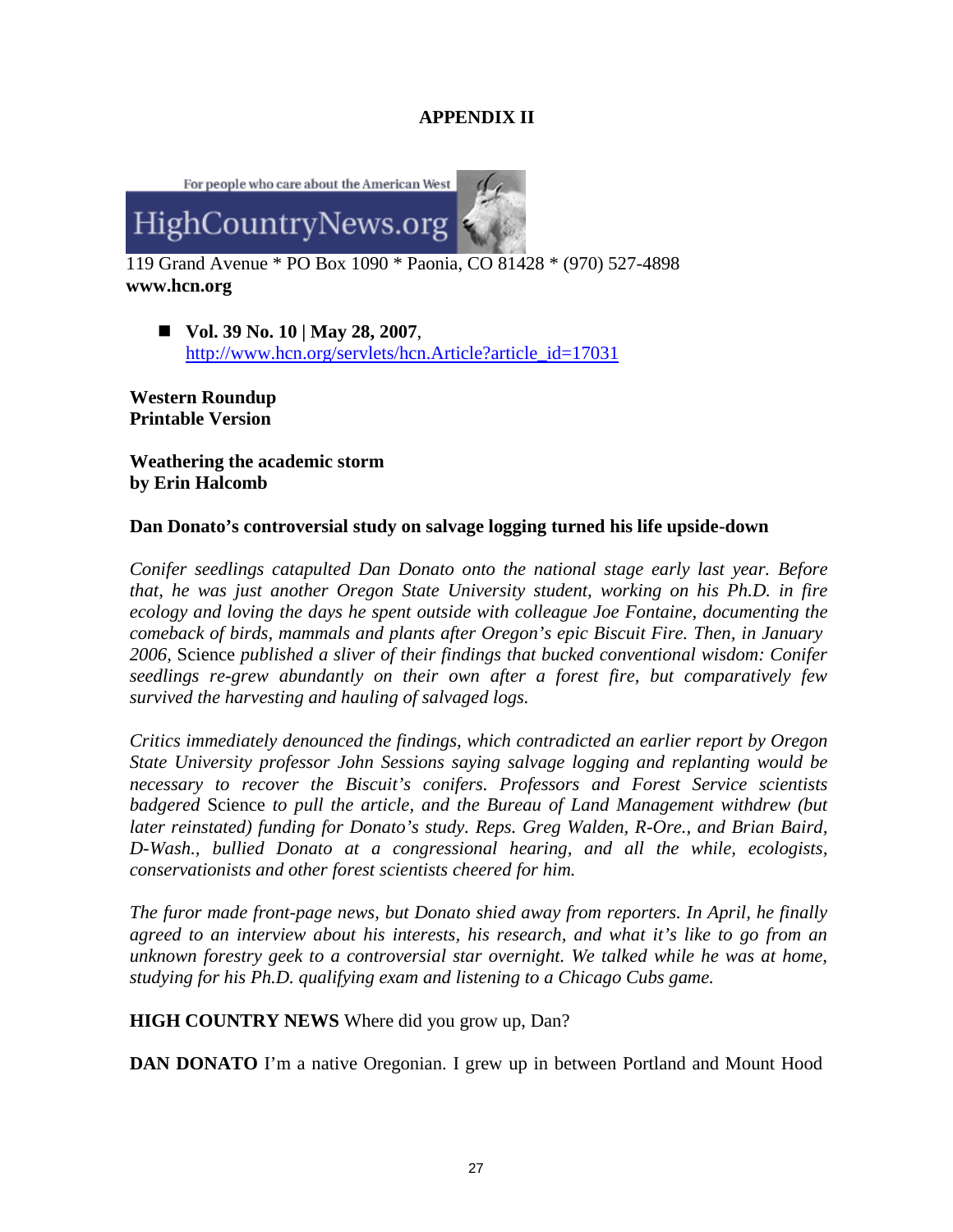# APPENDIX II

For people who care about the American West

HighCountryNews.org

119 Grand Avenue * PO Box 1090 * Paonia, CO 81428 * (970) 527-4898
**www.hcn.org**

- **Vol. 39 No. 10 | May 28, 2007**, [http://www.hcn.org/servlets/hcn.Article?article_id=17031](http://www.hcn.org/servlets/hcn.Article?article_id=17031)

**Western Roundup**
**Printable Version**

**Weathering the academic storm**
**by Erin Halcomb**

**Dan Donato's controversial study on salvage logging turned his life upside-down**

*Conifer seedlings catapulted Dan Donato onto the national stage early last year. Before that, he was just another Oregon State University student, working on his Ph.D. in fire ecology and loving the days he spent outside with colleague Joe Fontaine, documenting the comeback of birds, mammals and plants after Oregon's epic Biscuit Fire. Then, in January 2006,* Science *published a sliver of their findings that bucked conventional wisdom: Conifer seedlings re-grew abundantly on their own after a forest fire, but comparatively few survived the harvesting and hauling of salvaged logs.*

*Critics immediately denounced the findings, which contradicted an earlier report by Oregon State University professor John Sessions saying salvage logging and replanting would be necessary to recover the Biscuit's conifers. Professors and Forest Service scientists badgered* Science *to pull the article, and the Bureau of Land Management withdrew (but later reinstated) funding for Donato's study. Reps. Greg Walden, R-Ore., and Brian Baird, D-Wash., bullied Donato at a congressional hearing, and all the while, ecologists, conservationists and other forest scientists cheered for him.*

*The furor made front-page news, but Donato shied away from reporters. In April, he finally agreed to an interview about his interests, his research, and what it's like to go from an unknown forestry geek to a controversial star overnight. We talked while he was at home, studying for his Ph.D. qualifying exam and listening to a Chicago Cubs game.*

**HIGH COUNTRY NEWS** Where did you grow up, Dan?

**DAN DONATO** I'm a native Oregonian. I grew up in between Portland and Mount Hood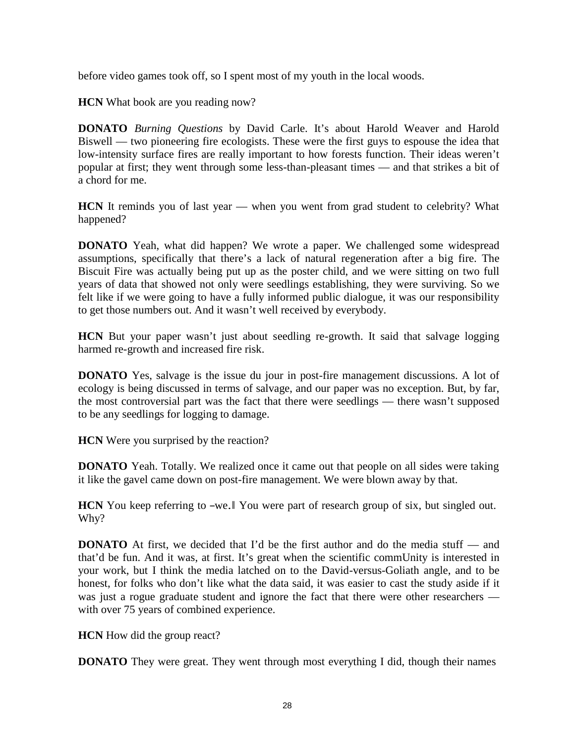before video games took off, so I spent most of my youth in the local woods.

**HCN** What book are you reading now?

**DONATO** *Burning Questions* by David Carle. It's about Harold Weaver and Harold Biswell — two pioneering fire ecologists. These were the first guys to espouse the idea that low-intensity surface fires are really important to how forests function. Their ideas weren't popular at first; they went through some less-than-pleasant times — and that strikes a bit of a chord for me.

**HCN** It reminds you of last year — when you went from grad student to celebrity? What happened?

**DONATO** Yeah, what did happen? We wrote a paper. We challenged some widespread assumptions, specifically that there's a lack of natural regeneration after a big fire. The Biscuit Fire was actually being put up as the poster child, and we were sitting on two full years of data that showed not only were seedlings establishing, they were surviving. So we felt like if we were going to have a fully informed public dialogue, it was our responsibility to get those numbers out. And it wasn't well received by everybody.

**HCN** But your paper wasn't just about seedling re-growth. It said that salvage logging harmed re-growth and increased fire risk.

**DONATO** Yes, salvage is the issue du jour in post-fire management discussions. A lot of ecology is being discussed in terms of salvage, and our paper was no exception. But, by far, the most controversial part was the fact that there were seedlings — there wasn't supposed to be any seedlings for logging to damage.

**HCN** Were you surprised by the reaction?

**DONATO** Yeah. Totally. We realized once it came out that people on all sides were taking it like the gavel came down on post-fire management. We were blown away by that.

**HCN** You keep referring to –we.‖ You were part of research group of six, but singled out. Why?

**DONATO** At first, we decided that I'd be the first author and do the media stuff — and that'd be fun. And it was, at first. It's great when the scientific commUnity is interested in your work, but I think the media latched on to the David-versus-Goliath angle, and to be honest, for folks who don't like what the data said, it was easier to cast the study aside if it was just a rogue graduate student and ignore the fact that there were other researchers — with over 75 years of combined experience.

**HCN** How did the group react?

**DONATO** They were great. They went through most everything I did, though their names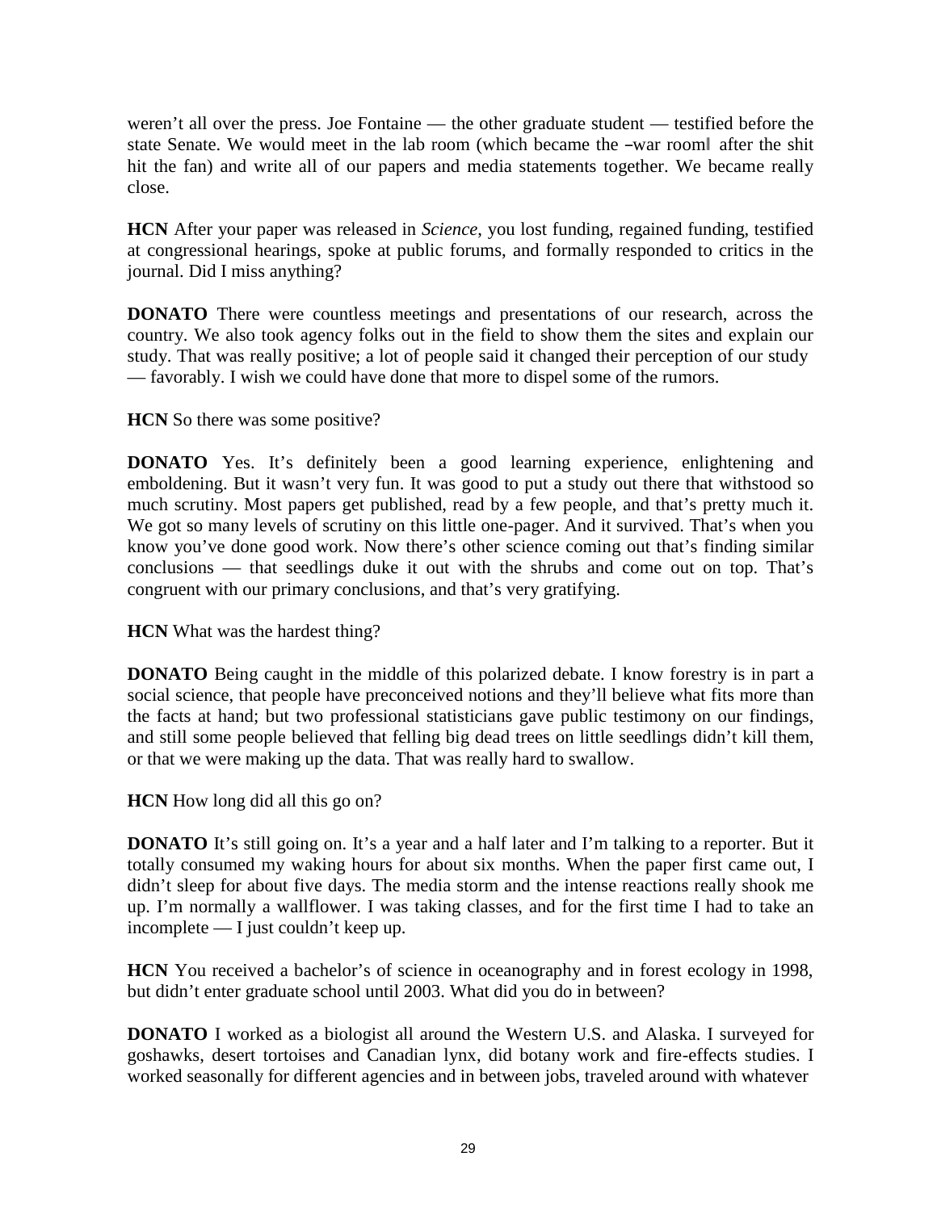weren't all over the press. Joe Fontaine — the other graduate student — testified before the state Senate. We would meet in the lab room (which became the –war room‖ after the shit hit the fan) and write all of our papers and media statements together. We became really close.

**HCN** After your paper was released in *Science*, you lost funding, regained funding, testified at congressional hearings, spoke at public forums, and formally responded to critics in the journal. Did I miss anything?

**DONATO** There were countless meetings and presentations of our research, across the country. We also took agency folks out in the field to show them the sites and explain our study. That was really positive; a lot of people said it changed their perception of our study — favorably. I wish we could have done that more to dispel some of the rumors.

**HCN** So there was some positive?

**DONATO** Yes. It's definitely been a good learning experience, enlightening and emboldening. But it wasn't very fun. It was good to put a study out there that withstood so much scrutiny. Most papers get published, read by a few people, and that's pretty much it. We got so many levels of scrutiny on this little one-pager. And it survived. That's when you know you've done good work. Now there's other science coming out that's finding similar conclusions — that seedlings duke it out with the shrubs and come out on top. That's congruent with our primary conclusions, and that's very gratifying.

**HCN** What was the hardest thing?

**DONATO** Being caught in the middle of this polarized debate. I know forestry is in part a social science, that people have preconceived notions and they'll believe what fits more than the facts at hand; but two professional statisticians gave public testimony on our findings, and still some people believed that felling big dead trees on little seedlings didn't kill them, or that we were making up the data. That was really hard to swallow.

**HCN** How long did all this go on?

**DONATO** It's still going on. It's a year and a half later and I'm talking to a reporter. But it totally consumed my waking hours for about six months. When the paper first came out, I didn't sleep for about five days. The media storm and the intense reactions really shook me up. I'm normally a wallflower. I was taking classes, and for the first time I had to take an incomplete — I just couldn't keep up.

**HCN** You received a bachelor's of science in oceanography and in forest ecology in 1998, but didn't enter graduate school until 2003. What did you do in between?

**DONATO** I worked as a biologist all around the Western U.S. and Alaska. I surveyed for goshawks, desert tortoises and Canadian lynx, did botany work and fire-effects studies. I worked seasonally for different agencies and in between jobs, traveled around with whatever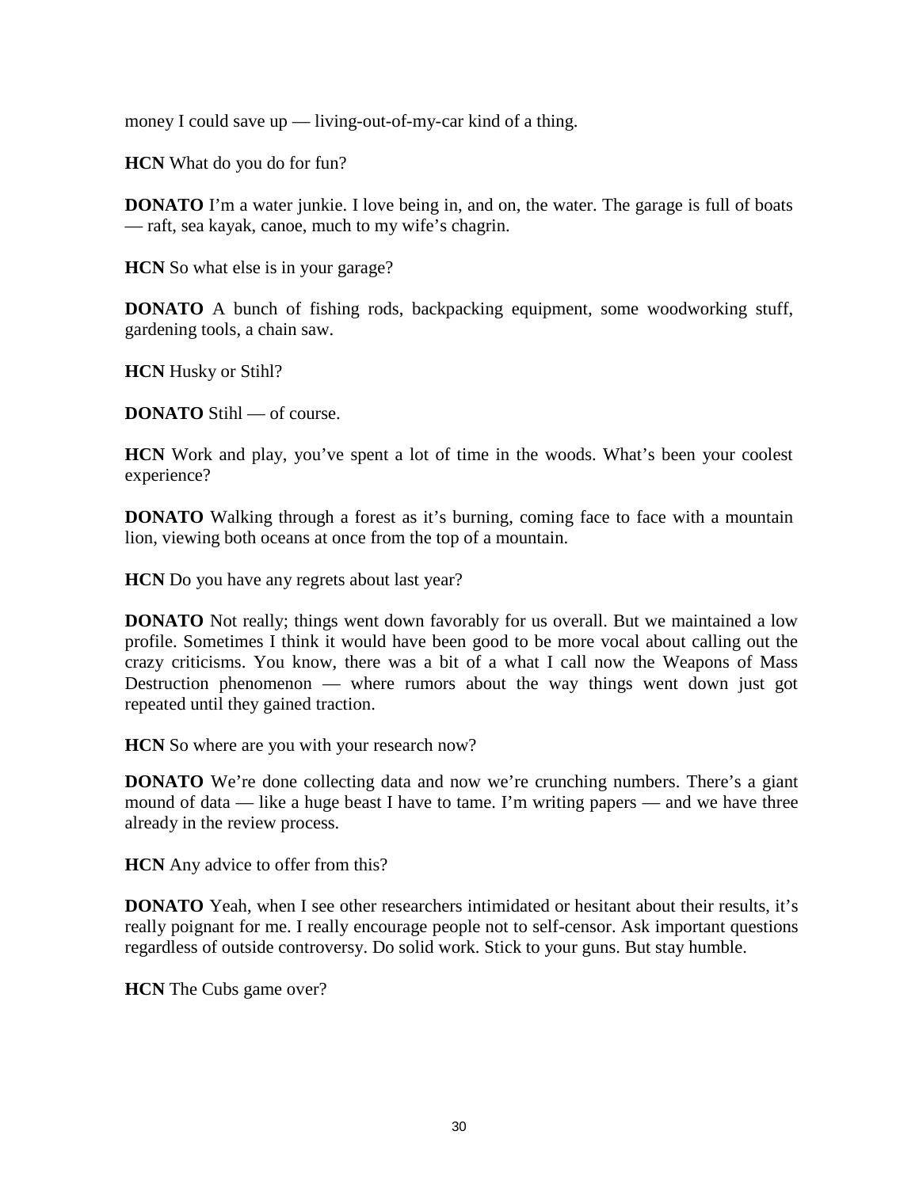money I could save up — living-out-of-my-car kind of a thing.

**HCN** What do you do for fun?

**DONATO** I'm a water junkie. I love being in, and on, the water. The garage is full of boats — raft, sea kayak, canoe, much to my wife's chagrin.

**HCN** So what else is in your garage?

**DONATO** A bunch of fishing rods, backpacking equipment, some woodworking stuff, gardening tools, a chain saw.

**HCN** Husky or Stihl?

**DONATO** Stihl — of course.

**HCN** Work and play, you've spent a lot of time in the woods. What's been your coolest experience?

**DONATO** Walking through a forest as it's burning, coming face to face with a mountain lion, viewing both oceans at once from the top of a mountain.

**HCN** Do you have any regrets about last year?

**DONATO** Not really; things went down favorably for us overall. But we maintained a low profile. Sometimes I think it would have been good to be more vocal about calling out the crazy criticisms. You know, there was a bit of a what I call now the Weapons of Mass Destruction phenomenon — where rumors about the way things went down just got repeated until they gained traction.

**HCN** So where are you with your research now?

**DONATO** We're done collecting data and now we're crunching numbers. There's a giant mound of data — like a huge beast I have to tame. I'm writing papers — and we have three already in the review process.

**HCN** Any advice to offer from this?

**DONATO** Yeah, when I see other researchers intimidated or hesitant about their results, it's really poignant for me. I really encourage people not to self-censor. Ask important questions regardless of outside controversy. Do solid work. Stick to your guns. But stay humble.

**HCN** The Cubs game over?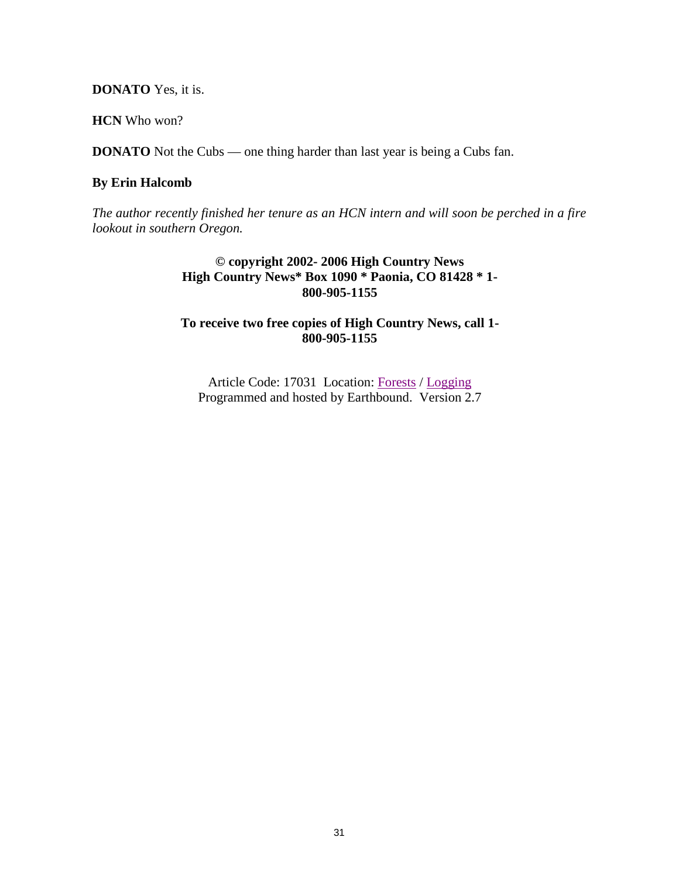**DONATO** Yes, it is.

**HCN** Who won?

**DONATO** Not the Cubs — one thing harder than last year is being a Cubs fan.

**By Erin Halcomb**

*The author recently finished her tenure as an HCN intern and will soon be perched in a fire lookout in southern Oregon.*

**© copyright 2002- 2006 High Country News**
**High Country News* Box 1090 * Paonia, CO 81428 * 1-800-905-1155**

**To receive two free copies of High Country News, call 1-800-905-1155**

Article Code: 17031 Location: Forests / Logging
Programmed and hosted by Earthbound. Version 2.7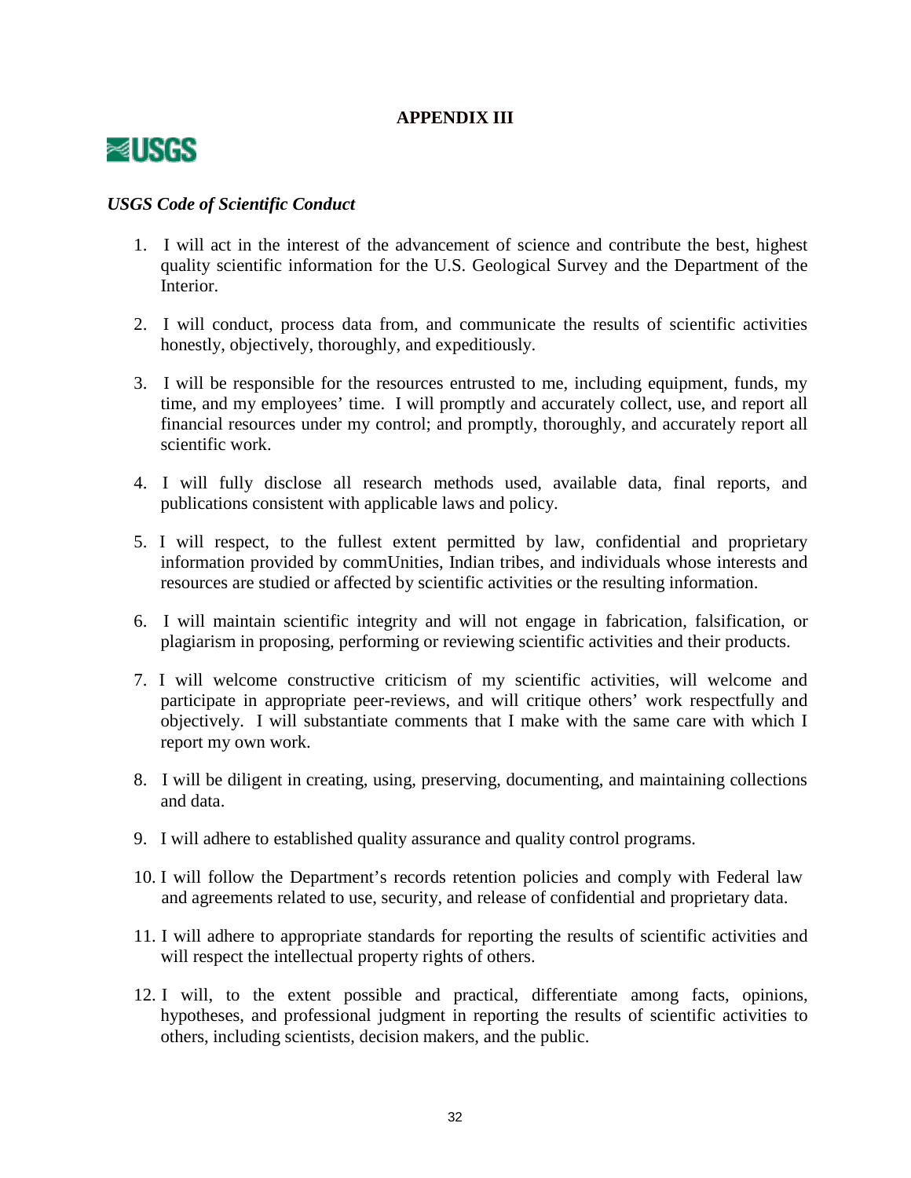## APPENDIX III

USGS

*USGS Code of Scientific Conduct*

1. I will act in the interest of the advancement of science and contribute the best, highest quality scientific information for the U.S. Geological Survey and the Department of the Interior.

2. I will conduct, process data from, and communicate the results of scientific activities honestly, objectively, thoroughly, and expeditiously.

3. I will be responsible for the resources entrusted to me, including equipment, funds, my time, and my employees' time. I will promptly and accurately collect, use, and report all financial resources under my control; and promptly, thoroughly, and accurately report all scientific work.

4. I will fully disclose all research methods used, available data, final reports, and publications consistent with applicable laws and policy.

5. I will respect, to the fullest extent permitted by law, confidential and proprietary information provided by commUnities, Indian tribes, and individuals whose interests and resources are studied or affected by scientific activities or the resulting information.

6. I will maintain scientific integrity and will not engage in fabrication, falsification, or plagiarism in proposing, performing or reviewing scientific activities and their products.

7. I will welcome constructive criticism of my scientific activities, will welcome and participate in appropriate peer-reviews, and will critique others' work respectfully and objectively. I will substantiate comments that I make with the same care with which I report my own work.

8. I will be diligent in creating, using, preserving, documenting, and maintaining collections and data.

9. I will adhere to established quality assurance and quality control programs.

10. I will follow the Department's records retention policies and comply with Federal law and agreements related to use, security, and release of confidential and proprietary data.

11. I will adhere to appropriate standards for reporting the results of scientific activities and will respect the intellectual property rights of others.

12. I will, to the extent possible and practical, differentiate among facts, opinions, hypotheses, and professional judgment in reporting the results of scientific activities to others, including scientists, decision makers, and the public.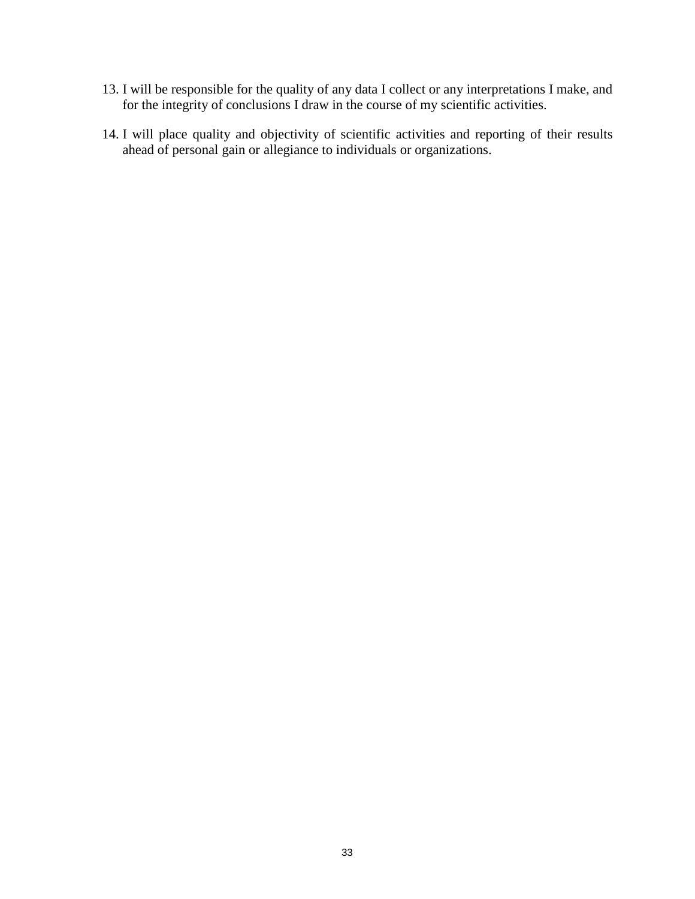13. I will be responsible for the quality of any data I collect or any interpretations I make, and for the integrity of conclusions I draw in the course of my scientific activities.

14. I will place quality and objectivity of scientific activities and reporting of their results ahead of personal gain or allegiance to individuals or organizations.